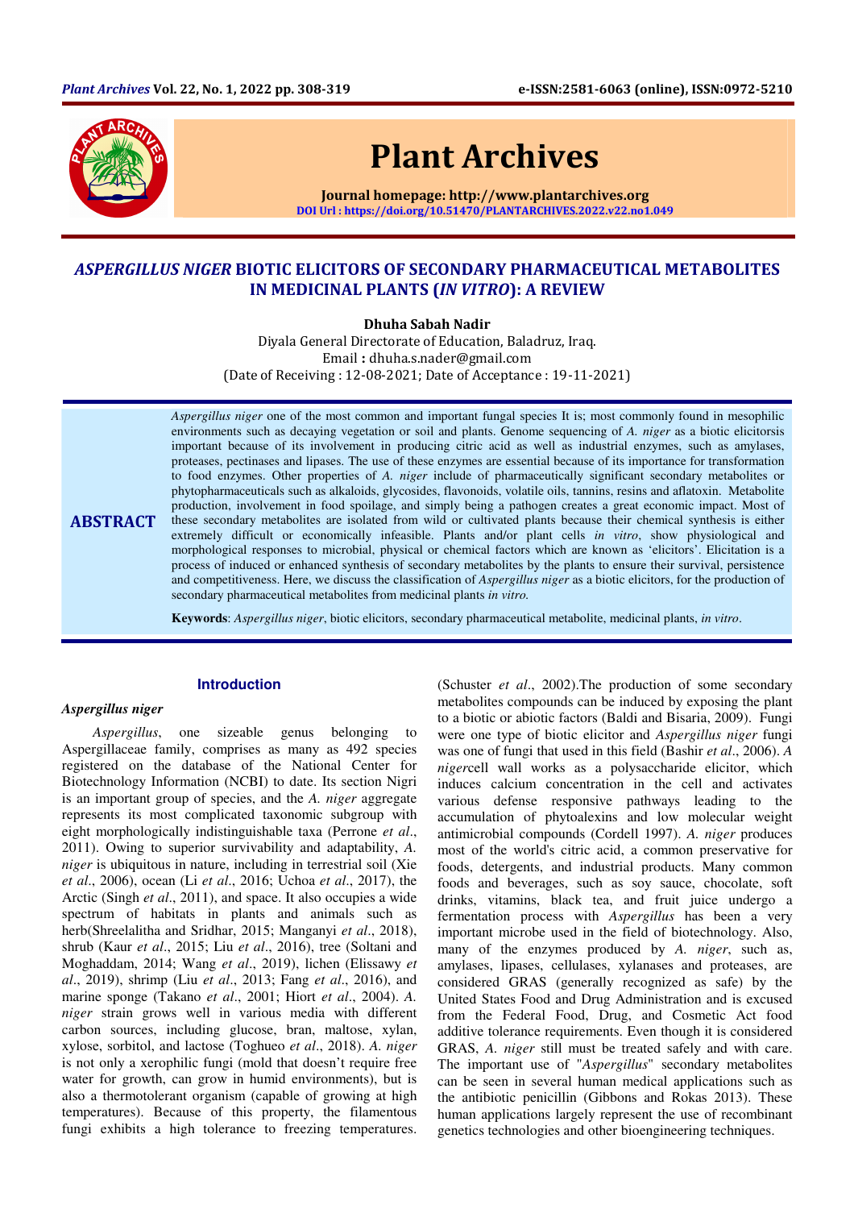# Plant Archives

Journal homepage: http://www.plantarchives.org
DOI Url : https://doi.org/10.51470/PLANTARCHIVES.2022.v22.no1.049

## *ASPERGILLUS NIGER* BIOTIC ELICITORS OF SECONDARY PHARMACEUTICAL METABOLITES IN MEDICINAL PLANTS (*IN VITRO*): A REVIEW

**Dhuha Sabah Nadir**

Diyala General Directorate of Education, Baladruz, Iraq.
Email : dhuha.s.nader@gmail.com
(Date of Receiving : 12-08-2021; Date of Acceptance : 19-11-2021)

**ABSTRACT**

*Aspergillus niger* one of the most common and important fungal species It is; most commonly found in mesophilic environments such as decaying vegetation or soil and plants. Genome sequencing of *A. niger* as a biotic elicitorsis important because of its involvement in producing citric acid as well as industrial enzymes, such as amylases, proteases, pectinases and lipases. The use of these enzymes are essential because of its importance for transformation to food enzymes. Other properties of *A. niger* include of pharmaceutically significant secondary metabolites or phytopharmaceuticals such as alkaloids, glycosides, flavonoids, volatile oils, tannins, resins and aflatoxin. Metabolite production, involvement in food spoilage, and simply being a pathogen creates a great economic impact. Most of these secondary metabolites are isolated from wild or cultivated plants because their chemical synthesis is either extremely difficult or economically infeasible. Plants and/or plant cells *in vitro*, show physiological and morphological responses to microbial, physical or chemical factors which are known as 'elicitors'. Elicitation is a process of induced or enhanced synthesis of secondary metabolites by the plants to ensure their survival, persistence and competitiveness. Here, we discuss the classification of *Aspergillus niger* as a biotic elicitors, for the production of secondary pharmaceutical metabolites from medicinal plants *in vitro.*

**Keywords**: *Aspergillus niger*, biotic elicitors, secondary pharmaceutical metabolite, medicinal plants, *in vitro*.

## Introduction

### *Aspergillus niger*

*Aspergillus*, one sizeable genus belonging to Aspergillaceae family, comprises as many as 492 species registered on the database of the National Center for Biotechnology Information (NCBI) to date. Its section Nigri is an important group of species, and the *A. niger* aggregate represents its most complicated taxonomic subgroup with eight morphologically indistinguishable taxa (Perrone *et al*., 2011). Owing to superior survivability and adaptability, *A. niger* is ubiquitous in nature, including in terrestrial soil (Xie *et al*., 2006), ocean (Li *et al*., 2016; Uchoa *et al*., 2017), the Arctic (Singh *et al*., 2011), and space. It also occupies a wide spectrum of habitats in plants and animals such as herb(Shreelalitha and Sridhar, 2015; Manganyi *et al*., 2018), shrub (Kaur *et al*., 2015; Liu *et al*., 2016), tree (Soltani and Moghaddam, 2014; Wang *et al*., 2019), lichen (Elissawy *et al*., 2019), shrimp (Liu *et al*., 2013; Fang *et al*., 2016), and marine sponge (Takano *et al*., 2001; Hiort *et al*., 2004). *A. niger* strain grows well in various media with different carbon sources, including glucose, bran, maltose, xylan, xylose, sorbitol, and lactose (Toghueo *et al*., 2018). *A. niger* is not only a xerophilic fungi (mold that doesn't require free water for growth, can grow in humid environments), but is also a thermotolerant organism (capable of growing at high temperatures). Because of this property, the filamentous fungi exhibits a high tolerance to freezing temperatures. (Schuster *et al*., 2002).The production of some secondary metabolites compounds can be induced by exposing the plant to a biotic or abiotic factors (Baldi and Bisaria, 2009). Fungi were one type of biotic elicitor and *Aspergillus niger* fungi was one of fungi that used in this field (Bashir *et al*., 2006). *A niger*cell wall works as a polysaccharide elicitor, which induces calcium concentration in the cell and activates various defense responsive pathways leading to the accumulation of phytoalexins and low molecular weight antimicrobial compounds (Cordell 1997). *A. niger* produces most of the world's citric acid, a common preservative for foods, detergents, and industrial products. Many common foods and beverages, such as soy sauce, chocolate, soft drinks, vitamins, black tea, and fruit juice undergo a fermentation process with *Aspergillus* has been a very important microbe used in the field of biotechnology. Also, many of the enzymes produced by *A. niger*, such as, amylases, lipases, cellulases, xylanases and proteases, are considered GRAS (generally recognized as safe) by the United States Food and Drug Administration and is excused from the Federal Food, Drug, and Cosmetic Act food additive tolerance requirements. Even though it is considered GRAS, *A. niger* still must be treated safely and with care. The important use of "*Aspergillus*" secondary metabolites can be seen in several human medical applications such as the antibiotic penicillin (Gibbons and Rokas 2013). These human applications largely represent the use of recombinant genetics technologies and other bioengineering techniques.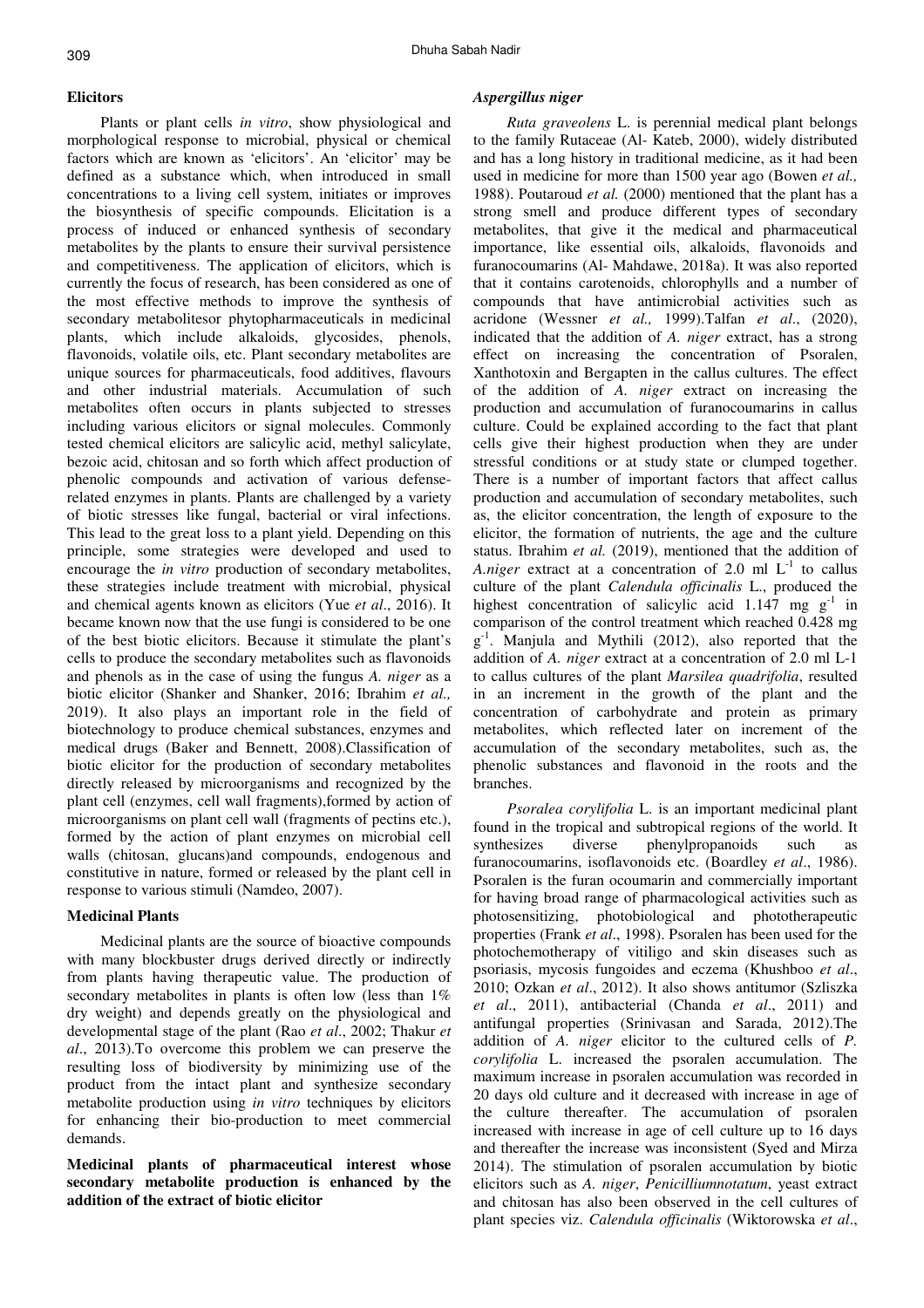### Elicitors

Plants or plant cells *in vitro*, show physiological and morphological response to microbial, physical or chemical factors which are known as 'elicitors'. An 'elicitor' may be defined as a substance which, when introduced in small concentrations to a living cell system, initiates or improves the biosynthesis of specific compounds. Elicitation is a process of induced or enhanced synthesis of secondary metabolites by the plants to ensure their survival persistence and competitiveness. The application of elicitors, which is currently the focus of research, has been considered as one of the most effective methods to improve the synthesis of secondary metabolitesor phytopharmaceuticals in medicinal plants, which include alkaloids, glycosides, phenols, flavonoids, volatile oils, etc. Plant secondary metabolites are unique sources for pharmaceuticals, food additives, flavours and other industrial materials. Accumulation of such metabolites often occurs in plants subjected to stresses including various elicitors or signal molecules. Commonly tested chemical elicitors are salicylic acid, methyl salicylate, bezoic acid, chitosan and so forth which affect production of phenolic compounds and activation of various defense-related enzymes in plants. Plants are challenged by a variety of biotic stresses like fungal, bacterial or viral infections. This lead to the great loss to a plant yield. Depending on this principle, some strategies were developed and used to encourage the *in vitro* production of secondary metabolites, these strategies include treatment with microbial, physical and chemical agents known as elicitors (Yue *et al*., 2016). It became known now that the use fungi is considered to be one of the best biotic elicitors. Because it stimulate the plant's cells to produce the secondary metabolites such as flavonoids and phenols as in the case of using the fungus *A. niger* as a biotic elicitor (Shanker and Shanker, 2016; Ibrahim *et al.,* 2019). It also plays an important role in the field of biotechnology to produce chemical substances, enzymes and medical drugs (Baker and Bennett, 2008).Classification of biotic elicitor for the production of secondary metabolites directly released by microorganisms and recognized by the plant cell (enzymes, cell wall fragments),formed by action of microorganisms on plant cell wall (fragments of pectins etc.), formed by the action of plant enzymes on microbial cell walls (chitosan, glucans)and compounds, endogenous and constitutive in nature, formed or released by the plant cell in response to various stimuli (Namdeo, 2007).

### Medicinal Plants

Medicinal plants are the source of bioactive compounds with many blockbuster drugs derived directly or indirectly from plants having therapeutic value. The production of secondary metabolites in plants is often low (less than 1% dry weight) and depends greatly on the physiological and developmental stage of the plant (Rao *et al*., 2002; Thakur *et al*., 2013).To overcome this problem we can preserve the resulting loss of biodiversity by minimizing use of the product from the intact plant and synthesize secondary metabolite production using *in vitro* techniques by elicitors for enhancing their bio-production to meet commercial demands.

### Medicinal plants of pharmaceutical interest whose secondary metabolite production is enhanced by the addition of the extract of biotic elicitor

#### *Aspergillus niger*

*Ruta graveolens* L. is perennial medical plant belongs to the family Rutaceae (Al- Kateb, 2000), widely distributed and has a long history in traditional medicine, as it had been used in medicine for more than 1500 year ago (Bowen *et al.,* 1988). Poutaroud *et al.* (2000) mentioned that the plant has a strong smell and produce different types of secondary metabolites, that give it the medical and pharmaceutical importance, like essential oils, alkaloids, flavonoids and furanocoumarins (Al- Mahdawe, 2018a). It was also reported that it contains carotenoids, chlorophylls and a number of compounds that have antimicrobial activities such as acridone (Wessner *et al.,* 1999).Talfan *et al*., (2020), indicated that the addition of *A. niger* extract, has a strong effect on increasing the concentration of Psoralen, Xanthotoxin and Bergapten in the callus cultures. The effect of the addition of *A. niger* extract on increasing the production and accumulation of furanocoumarins in callus culture. Could be explained according to the fact that plant cells give their highest production when they are under stressful conditions or at study state or clumped together. There is a number of important factors that affect callus production and accumulation of secondary metabolites, such as, the elicitor concentration, the length of exposure to the elicitor, the formation of nutrients, the age and the culture status. Ibrahim *et al.* (2019), mentioned that the addition of *A.niger* extract at a concentration of 2.0 ml $L^{-1}$ to callus culture of the plant *Calendula officinalis* L., produced the highest concentration of salicylic acid 1.147 mg $g^{-1}$ in comparison of the control treatment which reached 0.428 mg $g^{-1}$. Manjula and Mythili (2012), also reported that the addition of *A. niger* extract at a concentration of 2.0 ml L-1 to callus cultures of the plant *Marsilea quadrifolia*, resulted in an increment in the growth of the plant and the concentration of carbohydrate and protein as primary metabolites, which reflected later on increment of the accumulation of the secondary metabolites, such as, the phenolic substances and flavonoid in the roots and the branches.

*Psoralea corylifolia* L. is an important medicinal plant found in the tropical and subtropical regions of the world. It synthesizes diverse phenylpropanoids such as furanocoumarins, isoflavonoids etc. (Boardley *et al*., 1986). Psoralen is the furan ocoumarin and commercially important for having broad range of pharmacological activities such as photosensitizing, photobiological and phototherapeutic properties (Frank *et al*., 1998). Psoralen has been used for the photochemotherapy of vitiligo and skin diseases such as psoriasis, mycosis fungoides and eczema (Khushboo *et al*., 2010; Ozkan *et al*., 2012). It also shows antitumor (Szliszka *et al*., 2011), antibacterial (Chanda *et al*., 2011) and antifungal properties (Srinivasan and Sarada, 2012).The addition of *A. niger* elicitor to the cultured cells of *P. corylifolia* L. increased the psoralen accumulation. The maximum increase in psoralen accumulation was recorded in 20 days old culture and it decreased with increase in age of the culture thereafter. The accumulation of psoralen increased with increase in age of cell culture up to 16 days and thereafter the increase was inconsistent (Syed and Mirza 2014). The stimulation of psoralen accumulation by biotic elicitors such as *A. niger*, *Penicilliumnotatum*, yeast extract and chitosan has also been observed in the cell cultures of plant species viz. *Calendula officinalis* (Wiktorowska *et al*.,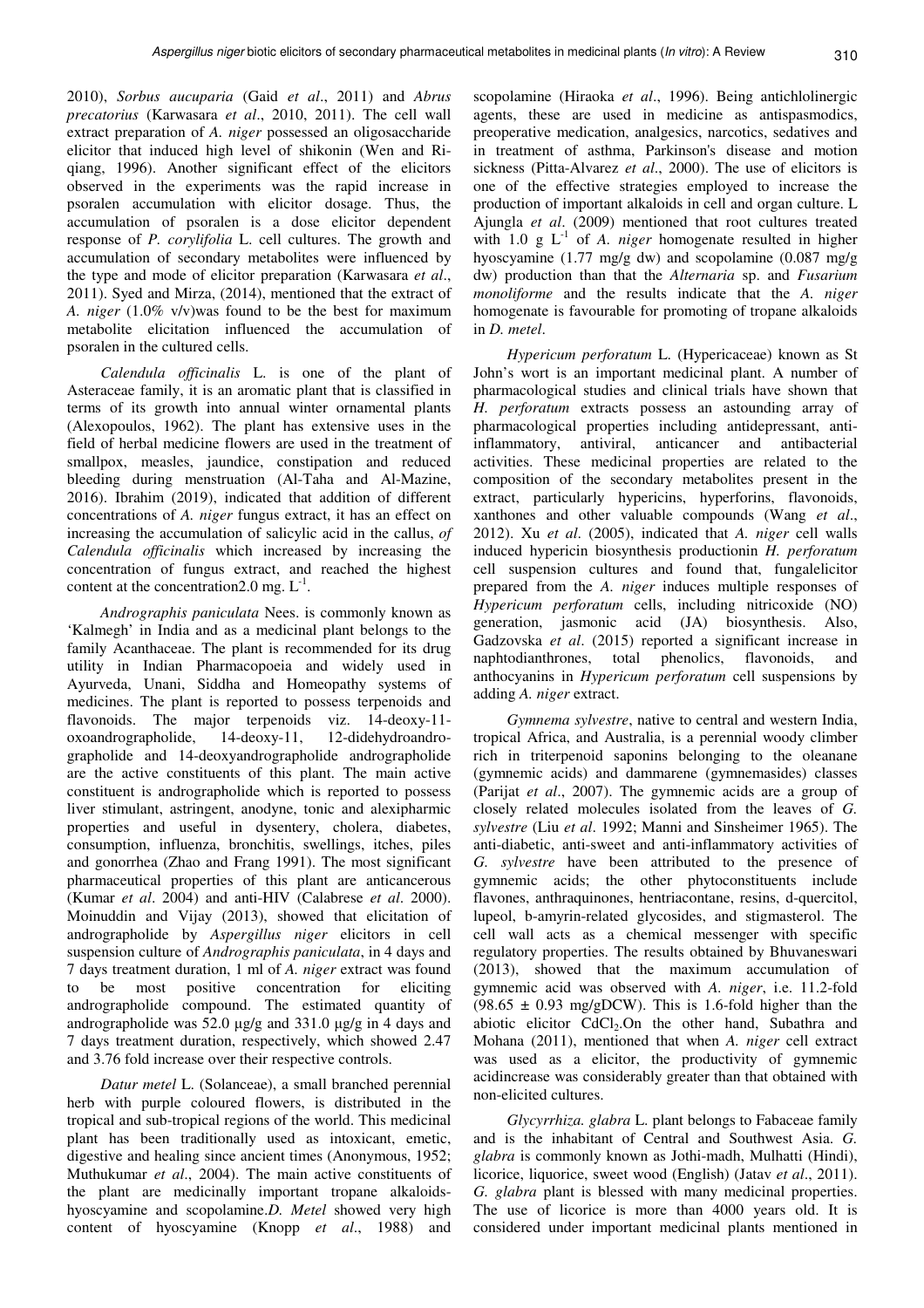2010), *Sorbus aucuparia* (Gaid *et al*., 2011) and *Abrus precatorius* (Karwasara *et al*., 2010, 2011). The cell wall extract preparation of *A. niger* possessed an oligosaccharide elicitor that induced high level of shikonin (Wen and Ri-qiang, 1996). Another significant effect of the elicitors observed in the experiments was the rapid increase in psoralen accumulation with elicitor dosage. Thus, the accumulation of psoralen is a dose elicitor dependent response of *P. corylifolia* L. cell cultures. The growth and accumulation of secondary metabolites were influenced by the type and mode of elicitor preparation (Karwasara *et al*., 2011). Syed and Mirza, (2014), mentioned that the extract of *A. niger* (1.0% v/v)was found to be the best for maximum metabolite elicitation influenced the accumulation of psoralen in the cultured cells.

*Calendula officinalis* L. is one of the plant of Asteraceae family, it is an aromatic plant that is classified in terms of its growth into annual winter ornamental plants (Alexopoulos, 1962). The plant has extensive uses in the field of herbal medicine flowers are used in the treatment of smallpox, measles, jaundice, constipation and reduced bleeding during menstruation (Al-Taha and Al-Mazine, 2016). Ibrahim (2019), indicated that addition of different concentrations of *A. niger* fungus extract, it has an effect on increasing the accumulation of salicylic acid in the callus, *of Calendula officinalis* which increased by increasing the concentration of fungus extract, and reached the highest content at the concentration2.0 mg. $L^{-1}$.

*Andrographis paniculata* Nees. is commonly known as 'Kalmegh' in India and as a medicinal plant belongs to the family Acanthaceae. The plant is recommended for its drug utility in Indian Pharmacopoeia and widely used in Ayurveda, Unani, Siddha and Homeopathy systems of medicines. The plant is reported to possess terpenoids and flavonoids. The major terpenoids viz. 14-deoxy-11-oxoandrographolide, 14-deoxy-11, 12-didehydroandrographolide and 14-deoxyandrographolide andrographolide are the active constituents of this plant. The main active constituent is andrographolide which is reported to possess liver stimulant, astringent, anodyne, tonic and alexipharmic properties and useful in dysentery, cholera, diabetes, consumption, influenza, bronchitis, swellings, itches, piles and gonorrhea (Zhao and Frang 1991). The most significant pharmaceutical properties of this plant are anticancerous (Kumar *et al*. 2004) and anti-HIV (Calabrese *et al*. 2000). Moinuddin and Vijay (2013), showed that elicitation of andrographolide by *Aspergillus niger* elicitors in cell suspension culture of *Andrographis paniculata*, in 4 days and 7 days treatment duration, 1 ml of *A. niger* extract was found to be most positive concentration for eliciting andrographolide compound. The estimated quantity of andrographolide was 52.0 µg/g and 331.0 µg/g in 4 days and 7 days treatment duration, respectively, which showed 2.47 and 3.76 fold increase over their respective controls.

*Datur metel* L. (Solanceae), a small branched perennial herb with purple coloured flowers, is distributed in the tropical and sub-tropical regions of the world. This medicinal plant has been traditionally used as intoxicant, emetic, digestive and healing since ancient times (Anonymous, 1952; Muthukumar *et al*., 2004). The main active constituents of the plant are medicinally important tropane alkaloids-hyoscyamine and scopolamine.*D. Metel* showed very high content of hyoscyamine (Knopp *et al*., 1988) and scopolamine (Hiraoka *et al*., 1996). Being antichlolinergic agents, these are used in medicine as antispasmodics, preoperative medication, analgesics, narcotics, sedatives and in treatment of asthma, Parkinson's disease and motion sickness (Pitta-Alvarez *et al*., 2000). The use of elicitors is one of the effective strategies employed to increase the production of important alkaloids in cell and organ culture. L Ajungla *et al*. (2009) mentioned that root cultures treated with 1.0 g $L^{-1}$ of *A. niger* homogenate resulted in higher hyoscyamine (1.77 mg/g dw) and scopolamine (0.087 mg/g dw) production than that the *Alternaria* sp. and *Fusarium monoliforme* and the results indicate that the *A. niger* homogenate is favourable for promoting of tropane alkaloids in *D. metel*.

*Hypericum perforatum* L. (Hypericaceae) known as St John's wort is an important medicinal plant. A number of pharmacological studies and clinical trials have shown that *H. perforatum* extracts possess an astounding array of pharmacological properties including antidepressant, anti-inflammatory, antiviral, anticancer and antibacterial activities. These medicinal properties are related to the composition of the secondary metabolites present in the extract, particularly hypericins, hyperforins, flavonoids, xanthones and other valuable compounds (Wang *et al*., 2012). Xu *et al*. (2005), indicated that *A. niger* cell walls induced hypericin biosynthesis productionin *H. perforatum* cell suspension cultures and found that, fungalelicitor prepared from the *A. niger* induces multiple responses of *Hypericum perforatum* cells, including nitricoxide (NO) generation, jasmonic acid (JA) biosynthesis. Also, Gadzovska *et al*. (2015) reported a significant increase in naphtodianthrones, total phenolics, flavonoids, and anthocyanins in *Hypericum perforatum* cell suspensions by adding *A. niger* extract.

*Gymnema sylvestre*, native to central and western India, tropical Africa, and Australia, is a perennial woody climber rich in triterpenoid saponins belonging to the oleanane (gymnemic acids) and dammarene (gymnemasides) classes (Parijat *et al*., 2007). The gymnemic acids are a group of closely related molecules isolated from the leaves of *G. sylvestre* (Liu *et al*. 1992; Manni and Sinsheimer 1965). The anti-diabetic, anti-sweet and anti-inflammatory activities of *G. sylvestre* have been attributed to the presence of gymnemic acids; the other phytoconstituents include flavones, anthraquinones, hentriacontane, resins, d-quercitol, lupeol, b-amyrin-related glycosides, and stigmasterol. The cell wall acts as a chemical messenger with specific regulatory properties. The results obtained by Bhuvaneswari (2013), showed that the maximum accumulation of gymnemic acid was observed with *A. niger*, i.e. 11.2-fold (98.65 ± 0.93 mg/gDCW). This is 1.6-fold higher than the abiotic elicitor $CdCl_2$.On the other hand, Subathra and Mohana (2011), mentioned that when *A. niger* cell extract was used as a elicitor, the productivity of gymnemic acidincrease was considerably greater than that obtained with non-elicited cultures.

*Glycyrrhiza. glabra* L. plant belongs to Fabaceae family and is the inhabitant of Central and Southwest Asia. *G. glabra* is commonly known as Jothi-madh, Mulhatti (Hindi), licorice, liquorice, sweet wood (English) (Jatav *et al*., 2011). *G. glabra* plant is blessed with many medicinal properties. The use of licorice is more than 4000 years old. It is considered under important medicinal plants mentioned in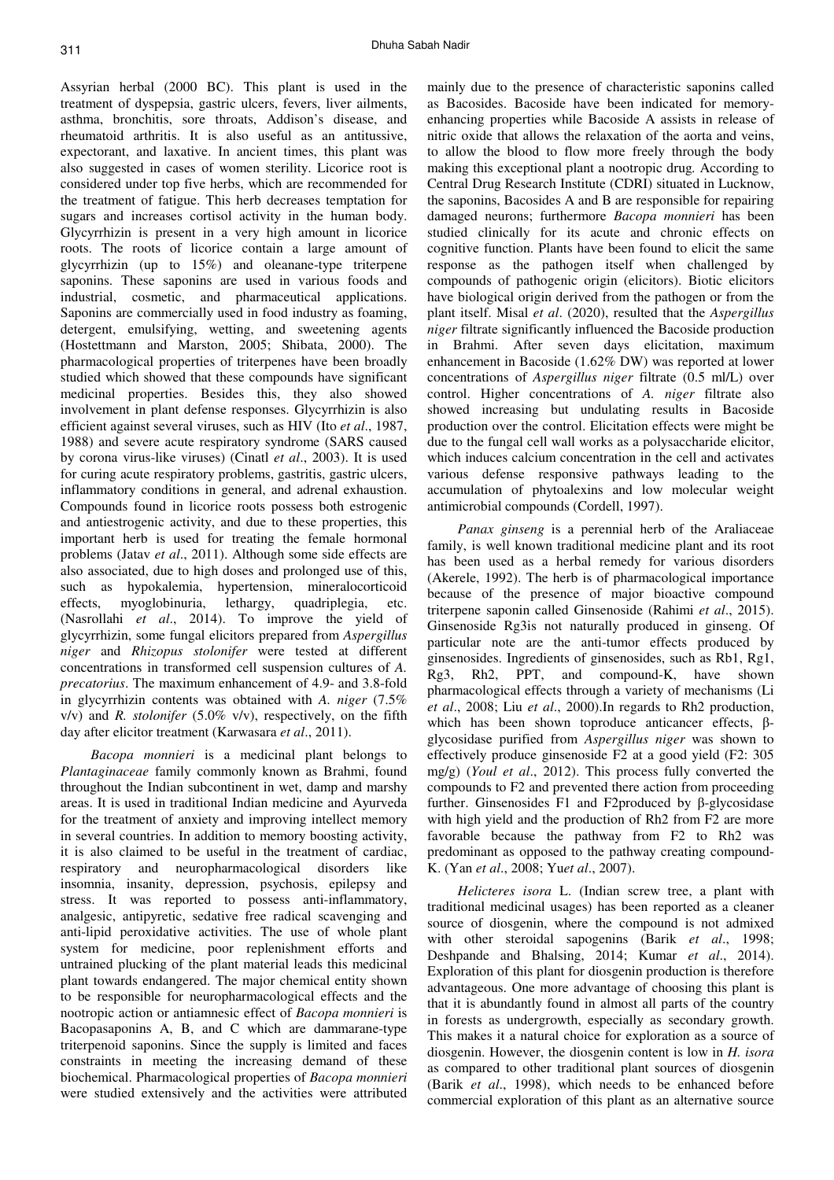Assyrian herbal (2000 BC). This plant is used in the treatment of dyspepsia, gastric ulcers, fevers, liver ailments, asthma, bronchitis, sore throats, Addison's disease, and rheumatoid arthritis. It is also useful as an antitussive, expectorant, and laxative. In ancient times, this plant was also suggested in cases of women sterility. Licorice root is considered under top five herbs, which are recommended for the treatment of fatigue. This herb decreases temptation for sugars and increases cortisol activity in the human body. Glycyrrhizin is present in a very high amount in licorice roots. The roots of licorice contain a large amount of glycyrrhizin (up to 15%) and oleanane-type triterpene saponins. These saponins are used in various foods and industrial, cosmetic, and pharmaceutical applications. Saponins are commercially used in food industry as foaming, detergent, emulsifying, wetting, and sweetening agents (Hostettmann and Marston, 2005; Shibata, 2000). The pharmacological properties of triterpenes have been broadly studied which showed that these compounds have significant medicinal properties. Besides this, they also showed involvement in plant defense responses. Glycyrrhizin is also efficient against several viruses, such as HIV (Ito *et al*., 1987, 1988) and severe acute respiratory syndrome (SARS caused by corona virus-like viruses) (Cinatl *et al*., 2003). It is used for curing acute respiratory problems, gastritis, gastric ulcers, inflammatory conditions in general, and adrenal exhaustion. Compounds found in licorice roots possess both estrogenic and antiestrogenic activity, and due to these properties, this important herb is used for treating the female hormonal problems (Jatav *et al*., 2011). Although some side effects are also associated, due to high doses and prolonged use of this, such as hypokalemia, hypertension, mineralocorticoid effects, myoglobinuria, lethargy, quadriplegia, etc. (Nasrollahi *et al*., 2014). To improve the yield of glycyrrhizin, some fungal elicitors prepared from *Aspergillus niger* and *Rhizopus stolonifer* were tested at different concentrations in transformed cell suspension cultures of *A. precatorius*. The maximum enhancement of 4.9- and 3.8-fold in glycyrrhizin contents was obtained with *A. niger* (7.5% v/v) and *R. stolonifer* (5.0% v/v), respectively, on the fifth day after elicitor treatment (Karwasara *et al*., 2011).

*Bacopa monnieri* is a medicinal plant belongs to *Plantaginaceae* family commonly known as Brahmi, found throughout the Indian subcontinent in wet, damp and marshy areas. It is used in traditional Indian medicine and Ayurveda for the treatment of anxiety and improving intellect memory in several countries. In addition to memory boosting activity, it is also claimed to be useful in the treatment of cardiac, respiratory and neuropharmacological disorders like insomnia, insanity, depression, psychosis, epilepsy and stress. It was reported to possess anti-inflammatory, analgesic, antipyretic, sedative free radical scavenging and anti-lipid peroxidative activities. The use of whole plant system for medicine, poor replenishment efforts and untrained plucking of the plant material leads this medicinal plant towards endangered. The major chemical entity shown to be responsible for neuropharmacological effects and the nootropic action or antiamnesic effect of *Bacopa monnieri* is Bacopasaponins A, B, and C which are dammarane-type triterpenoid saponins. Since the supply is limited and faces constraints in meeting the increasing demand of these biochemical. Pharmacological properties of *Bacopa monnieri* were studied extensively and the activities were attributed mainly due to the presence of characteristic saponins called as Bacosides. Bacoside have been indicated for memory-enhancing properties while Bacoside A assists in release of nitric oxide that allows the relaxation of the aorta and veins, to allow the blood to flow more freely through the body making this exceptional plant a nootropic drug. According to Central Drug Research Institute (CDRI) situated in Lucknow, the saponins, Bacosides A and B are responsible for repairing damaged neurons; furthermore *Bacopa monnieri* has been studied clinically for its acute and chronic effects on cognitive function. Plants have been found to elicit the same response as the pathogen itself when challenged by compounds of pathogenic origin (elicitors). Biotic elicitors have biological origin derived from the pathogen or from the plant itself. Misal *et al*. (2020), resulted that the *Aspergillus niger* filtrate significantly influenced the Bacoside production in Brahmi. After seven days elicitation, maximum enhancement in Bacoside (1.62% DW) was reported at lower concentrations of *Aspergillus niger* filtrate (0.5 ml/L) over control. Higher concentrations of *A. niger* filtrate also showed increasing but undulating results in Bacoside production over the control. Elicitation effects were might be due to the fungal cell wall works as a polysaccharide elicitor, which induces calcium concentration in the cell and activates various defense responsive pathways leading to the accumulation of phytoalexins and low molecular weight antimicrobial compounds (Cordell, 1997).

*Panax ginseng* is a perennial herb of the Araliaceae family, is well known traditional medicine plant and its root has been used as a herbal remedy for various disorders (Akerele, 1992). The herb is of pharmacological importance because of the presence of major bioactive compound triterpene saponin called Ginsenoside (Rahimi *et al*., 2015). Ginsenoside Rg3is not naturally produced in ginseng. Of particular note are the anti-tumor effects produced by ginsenosides. Ingredients of ginsenosides, such as Rb1, Rg1, Rg3, Rh2, PPT, and compound-K, have shown pharmacological effects through a variety of mechanisms (Li *et al*., 2008; Liu *et al*., 2000).In regards to Rh2 production, which has been shown toproduce anticancer effects, β-glycosidase purified from *Aspergillus niger* was shown to effectively produce ginsenoside F2 at a good yield (F2: 305 mg/g) (*Youl et al*., 2012). This process fully converted the compounds to F2 and prevented there action from proceeding further. Ginsenosides F1 and F2produced by β-glycosidase with high yield and the production of Rh2 from F2 are more favorable because the pathway from F2 to Rh2 was predominant as opposed to the pathway creating compound-K. (Yan *et al*., 2008; Yu*et al*., 2007).

*Helicteres isora* L. (Indian screw tree, a plant with traditional medicinal usages) has been reported as a cleaner source of diosgenin, where the compound is not admixed with other steroidal sapogenins (Barik *et al*., 1998; Deshpande and Bhalsing, 2014; Kumar *et al*., 2014). Exploration of this plant for diosgenin production is therefore advantageous. One more advantage of choosing this plant is that it is abundantly found in almost all parts of the country in forests as undergrowth, especially as secondary growth. This makes it a natural choice for exploration as a source of diosgenin. However, the diosgenin content is low in *H. isora* as compared to other traditional plant sources of diosgenin (Barik *et al*., 1998), which needs to be enhanced before commercial exploration of this plant as an alternative source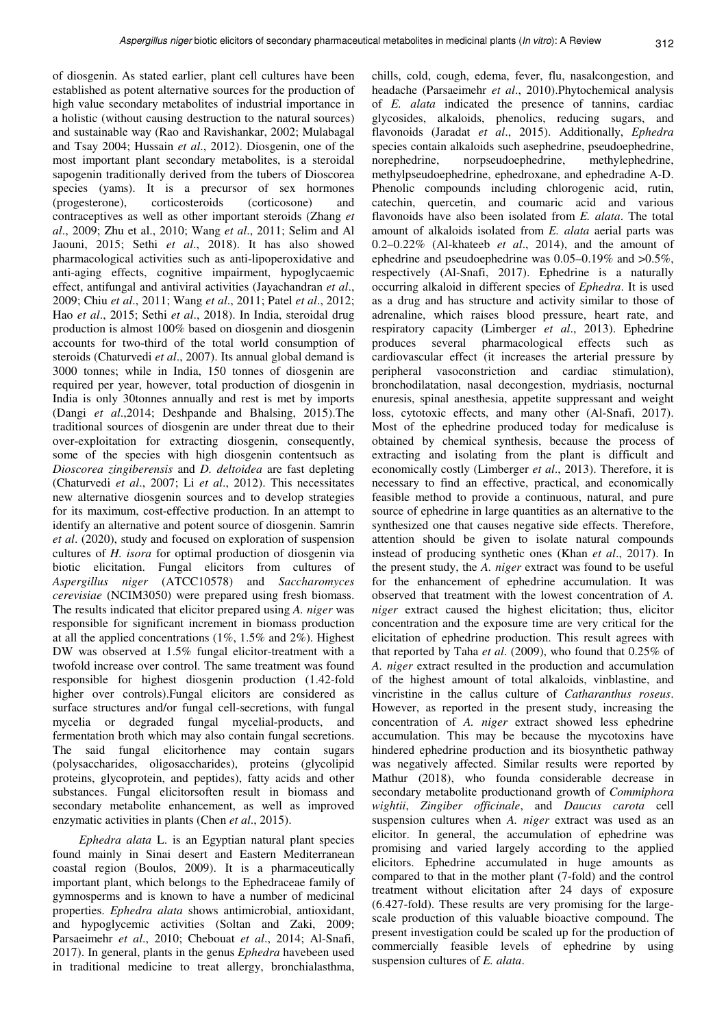of diosgenin. As stated earlier, plant cell cultures have been established as potent alternative sources for the production of high value secondary metabolites of industrial importance in a holistic (without causing destruction to the natural sources) and sustainable way (Rao and Ravishankar, 2002; Mulabagal and Tsay 2004; Hussain *et al*., 2012). Diosgenin, one of the most important plant secondary metabolites, is a steroidal sapogenin traditionally derived from the tubers of Dioscorea species (yams). It is a precursor of sex hormones (progesterone), corticosteroids (corticosone) and contraceptives as well as other important steroids (Zhang *et al*., 2009; Zhu et al., 2010; Wang *et al*., 2011; Selim and Al Jaouni, 2015; Sethi *et al*., 2018). It has also showed pharmacological activities such as anti-lipoperoxidative and anti-aging effects, cognitive impairment, hypoglycaemic effect, antifungal and antiviral activities (Jayachandran *et al*., 2009; Chiu *et al*., 2011; Wang *et al*., 2011; Patel *et al*., 2012; Hao *et al*., 2015; Sethi *et al*., 2018). In India, steroidal drug production is almost 100% based on diosgenin and diosgenin accounts for two-third of the total world consumption of steroids (Chaturvedi *et al*., 2007). Its annual global demand is 3000 tonnes; while in India, 150 tonnes of diosgenin are required per year, however, total production of diosgenin in India is only 30tonnes annually and rest is met by imports (Dangi *et al*.,2014; Deshpande and Bhalsing, 2015).The traditional sources of diosgenin are under threat due to their over-exploitation for extracting diosgenin, consequently, some of the species with high diosgenin contentsuch as *Dioscorea zingiberensis* and *D. deltoidea* are fast depleting (Chaturvedi *et al*., 2007; Li *et al*., 2012). This necessitates new alternative diosgenin sources and to develop strategies for its maximum, cost-effective production. In an attempt to identify an alternative and potent source of diosgenin. Samrin *et al*. (2020), study and focused on exploration of suspension cultures of *H. isora* for optimal production of diosgenin via biotic elicitation. Fungal elicitors from cultures of *Aspergillus niger* (ATCC10578) and *Saccharomyces cerevisiae* (NCIM3050) were prepared using fresh biomass. The results indicated that elicitor prepared using *A. niger* was responsible for significant increment in biomass production at all the applied concentrations (1%, 1.5% and 2%). Highest DW was observed at 1.5% fungal elicitor-treatment with a twofold increase over control. The same treatment was found responsible for highest diosgenin production (1.42-fold higher over controls).Fungal elicitors are considered as surface structures and/or fungal cell-secretions, with fungal mycelia or degraded fungal mycelial-products, and fermentation broth which may also contain fungal secretions. The said fungal elicitorhence may contain sugars (polysaccharides, oligosaccharides), proteins (glycolipid proteins, glycoprotein, and peptides), fatty acids and other substances. Fungal elicitorsoften result in biomass and secondary metabolite enhancement, as well as improved enzymatic activities in plants (Chen *et al*., 2015).

*Ephedra alata* L. is an Egyptian natural plant species found mainly in Sinai desert and Eastern Mediterranean coastal region (Boulos, 2009). It is a pharmaceutically important plant, which belongs to the Ephedraceae family of gymnosperms and is known to have a number of medicinal properties. *Ephedra alata* shows antimicrobial, antioxidant, and hypoglycemic activities (Soltan and Zaki, 2009; Parsaeimehr *et al*., 2010; Chebouat *et al*., 2014; Al-Snafi, 2017). In general, plants in the genus *Ephedra* havebeen used in traditional medicine to treat allergy, bronchialasthma, chills, cold, cough, edema, fever, flu, nasalcongestion, and headache (Parsaeimehr *et al*., 2010).Phytochemical analysis of *E. alata* indicated the presence of tannins, cardiac glycosides, alkaloids, phenolics, reducing sugars, and flavonoids (Jaradat *et al*., 2015). Additionally, *Ephedra* species contain alkaloids such asephedrine, pseudoephedrine, norephedrine, norpseudoephedrine, methylephedrine, methylpseudoephedrine, ephedroxane, and ephedradine A-D. Phenolic compounds including chlorogenic acid, rutin, catechin, quercetin, and coumaric acid and various flavonoids have also been isolated from *E. alata*. The total amount of alkaloids isolated from *E. alata* aerial parts was 0.2–0.22% (Al-khateeb *et al*., 2014), and the amount of ephedrine and pseudoephedrine was 0.05–0.19% and >0.5%, respectively (Al-Snafi, 2017). Ephedrine is a naturally occurring alkaloid in different species of *Ephedra*. It is used as a drug and has structure and activity similar to those of adrenaline, which raises blood pressure, heart rate, and respiratory capacity (Limberger *et al*., 2013). Ephedrine produces several pharmacological effects such as cardiovascular effect (it increases the arterial pressure by peripheral vasoconstriction and cardiac stimulation), bronchodilatation, nasal decongestion, mydriasis, nocturnal enuresis, spinal anesthesia, appetite suppressant and weight loss, cytotoxic effects, and many other (Al-Snafi, 2017). Most of the ephedrine produced today for medicaluse is obtained by chemical synthesis, because the process of extracting and isolating from the plant is difficult and economically costly (Limberger *et al*., 2013). Therefore, it is necessary to find an effective, practical, and economically feasible method to provide a continuous, natural, and pure source of ephedrine in large quantities as an alternative to the synthesized one that causes negative side effects. Therefore, attention should be given to isolate natural compounds instead of producing synthetic ones (Khan *et al*., 2017). In the present study, the *A. niger* extract was found to be useful for the enhancement of ephedrine accumulation. It was observed that treatment with the lowest concentration of *A. niger* extract caused the highest elicitation; thus, elicitor concentration and the exposure time are very critical for the elicitation of ephedrine production. This result agrees with that reported by Taha *et al*. (2009), who found that 0.25% of *A. niger* extract resulted in the production and accumulation of the highest amount of total alkaloids, vinblastine, and vincristine in the callus culture of *Catharanthus roseus*. However, as reported in the present study, increasing the concentration of *A. niger* extract showed less ephedrine accumulation. This may be because the mycotoxins have hindered ephedrine production and its biosynthetic pathway was negatively affected. Similar results were reported by Mathur (2018), who founda considerable decrease in secondary metabolite productionand growth of *Commiphora wightii*, *Zingiber officinale*, and *Daucus carota* cell suspension cultures when *A. niger* extract was used as an elicitor. In general, the accumulation of ephedrine was promising and varied largely according to the applied elicitors. Ephedrine accumulated in huge amounts as compared to that in the mother plant (7-fold) and the control treatment without elicitation after 24 days of exposure (6.427-fold). These results are very promising for the large-scale production of this valuable bioactive compound. The present investigation could be scaled up for the production of commercially feasible levels of ephedrine by using suspension cultures of *E. alata*.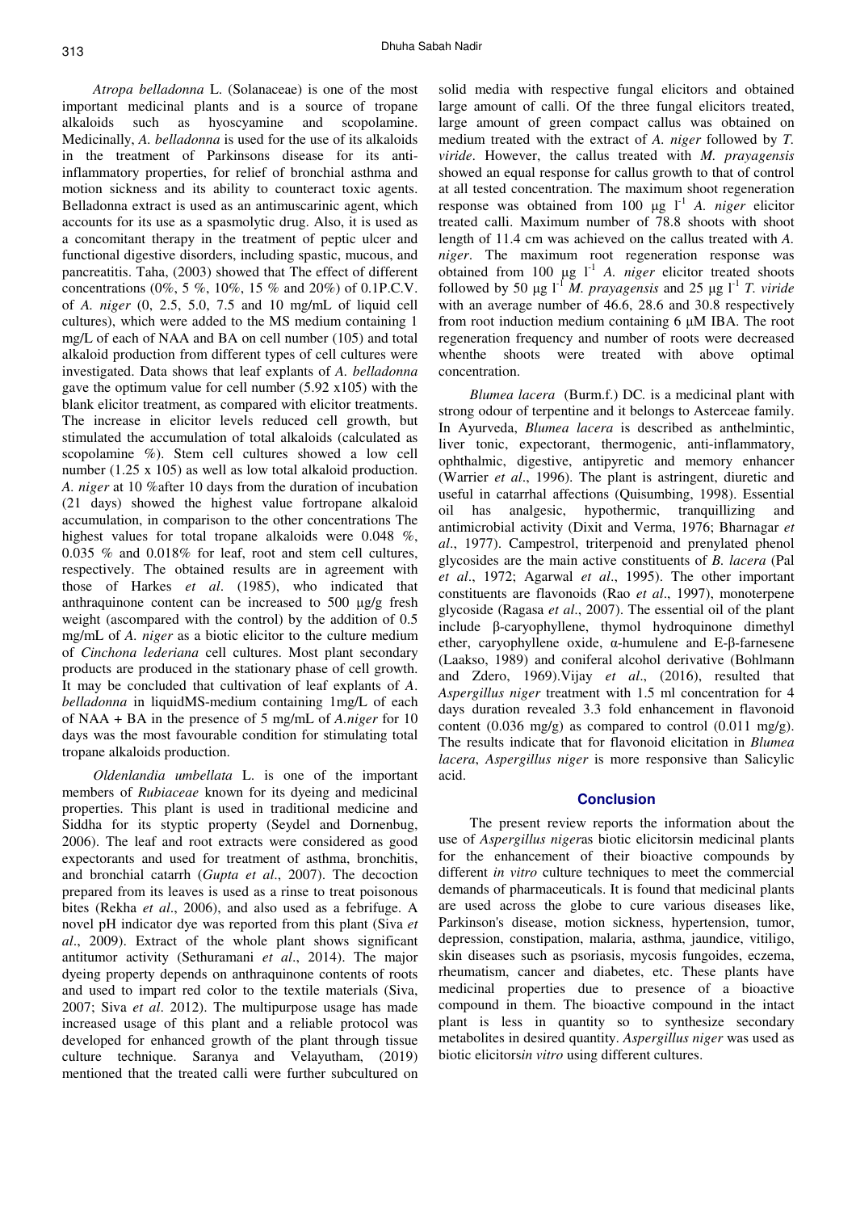*Atropa belladonna* L. (Solanaceae) is one of the most important medicinal plants and is a source of tropane alkaloids such as hyoscyamine and scopolamine. Medicinally, *A. belladonna* is used for the use of its alkaloids in the treatment of Parkinsons disease for its anti-inflammatory properties, for relief of bronchial asthma and motion sickness and its ability to counteract toxic agents. Belladonna extract is used as an antimuscarinic agent, which accounts for its use as a spasmolytic drug. Also, it is used as a concomitant therapy in the treatment of peptic ulcer and functional digestive disorders, including spastic, mucous, and pancreatitis. Taha, (2003) showed that The effect of different concentrations (0%, 5 %, 10%, 15 % and 20%) of 0.1P.C.V. of *A. niger* (0, 2.5, 5.0, 7.5 and 10 mg/mL of liquid cell cultures), which were added to the MS medium containing 1 mg/L of each of NAA and BA on cell number (105) and total alkaloid production from different types of cell cultures were investigated. Data shows that leaf explants of *A. belladonna* gave the optimum value for cell number (5.92 x105) with the blank elicitor treatment, as compared with elicitor treatments. The increase in elicitor levels reduced cell growth, but stimulated the accumulation of total alkaloids (calculated as scopolamine %). Stem cell cultures showed a low cell number (1.25 x 105) as well as low total alkaloid production. *A. niger* at 10 %after 10 days from the duration of incubation (21 days) showed the highest value fortropane alkaloid accumulation, in comparison to the other concentrations The highest values for total tropane alkaloids were 0.048 %, 0.035 % and 0.018% for leaf, root and stem cell cultures, respectively. The obtained results are in agreement with those of Harkes *et al*. (1985), who indicated that anthraquinone content can be increased to 500 µg/g fresh weight (ascompared with the control) by the addition of 0.5 mg/mL of *A. niger* as a biotic elicitor to the culture medium of *Cinchona lederiana* cell cultures. Most plant secondary products are produced in the stationary phase of cell growth. It may be concluded that cultivation of leaf explants of *A. belladonna* in liquidMS-medium containing 1mg/L of each of NAA + BA in the presence of 5 mg/mL of *A.niger* for 10 days was the most favourable condition for stimulating total tropane alkaloids production.

*Oldenlandia umbellata* L. is one of the important members of *Rubiaceae* known for its dyeing and medicinal properties. This plant is used in traditional medicine and Siddha for its styptic property (Seydel and Dornenbug, 2006). The leaf and root extracts were considered as good expectorants and used for treatment of asthma, bronchitis, and bronchial catarrh (*Gupta et al*., 2007). The decoction prepared from its leaves is used as a rinse to treat poisonous bites (Rekha *et al*., 2006), and also used as a febrifuge. A novel pH indicator dye was reported from this plant (Siva *et al*., 2009). Extract of the whole plant shows significant antitumor activity (Sethuramani *et al*., 2014). The major dyeing property depends on anthraquinone contents of roots and used to impart red color to the textile materials (Siva, 2007; Siva *et al*. 2012). The multipurpose usage has made increased usage of this plant and a reliable protocol was developed for enhanced growth of the plant through tissue culture technique. Saranya and Velayutham, (2019) mentioned that the treated calli were further subcultured on solid media with respective fungal elicitors and obtained large amount of calli. Of the three fungal elicitors treated, large amount of green compact callus was obtained on medium treated with the extract of *A. niger* followed by *T. viride*. However, the callus treated with *M. prayagensis* showed an equal response for callus growth to that of control at all tested concentration. The maximum shoot regeneration response was obtained from 100 µg $l^{-1}$ *A. niger* elicitor treated calli. Maximum number of 78.8 shoots with shoot length of 11.4 cm was achieved on the callus treated with *A. niger*. The maximum root regeneration response was obtained from 100 µg $l^{-1}$ *A. niger* elicitor treated shoots followed by 50 µg $l^{-1}$ *M. prayagensis* and 25 µg $l^{-1}$ *T. viride* with an average number of 46.6, 28.6 and 30.8 respectively from root induction medium containing 6 µM IBA. The root regeneration frequency and number of roots were decreased whenthe shoots were treated with above optimal concentration.

*Blumea lacera* (Burm.f.) DC. is a medicinal plant with strong odour of terpentine and it belongs to Asterceae family. In Ayurveda, *Blumea lacera* is described as anthelmintic, liver tonic, expectorant, thermogenic, anti-inflammatory, ophthalmic, digestive, antipyretic and memory enhancer (Warrier *et al*., 1996). The plant is astringent, diuretic and useful in catarrhal affections (Quisumbing, 1998). Essential oil has analgesic, hypothermic, tranquillizing and antimicrobial activity (Dixit and Verma, 1976; Bharnagar *et al*., 1977). Campestrol, triterpenoid and prenylated phenol glycosides are the main active constituents of *B. lacera* (Pal *et al*., 1972; Agarwal *et al*., 1995). The other important constituents are flavonoids (Rao *et al*., 1997), monoterpene glycoside (Ragasa *et al*., 2007). The essential oil of the plant include β-caryophyllene, thymol hydroquinone dimethyl ether, caryophyllene oxide, α-humulene and E-β-farnesene (Laakso, 1989) and coniferal alcohol derivative (Bohlmann and Zdero, 1969).Vijay *et al*., (2016), resulted that *Aspergillus niger* treatment with 1.5 ml concentration for 4 days duration revealed 3.3 fold enhancement in flavonoid content (0.036 mg/g) as compared to control (0.011 mg/g). The results indicate that for flavonoid elicitation in *Blumea lacera*, *Aspergillus niger* is more responsive than Salicylic acid.

## Conclusion

The present review reports the information about the use of *Aspergillus niger*as biotic elicitorsin medicinal plants for the enhancement of their bioactive compounds by different *in vitro* culture techniques to meet the commercial demands of pharmaceuticals. It is found that medicinal plants are used across the globe to cure various diseases like, Parkinson's disease, motion sickness, hypertension, tumor, depression, constipation, malaria, asthma, jaundice, vitiligo, skin diseases such as psoriasis, mycosis fungoides, eczema, rheumatism, cancer and diabetes, etc. These plants have medicinal properties due to presence of a bioactive compound in them. The bioactive compound in the intact plant is less in quantity so to synthesize secondary metabolites in desired quantity. *Aspergillus niger* was used as biotic elicitors*in vitro* using different cultures.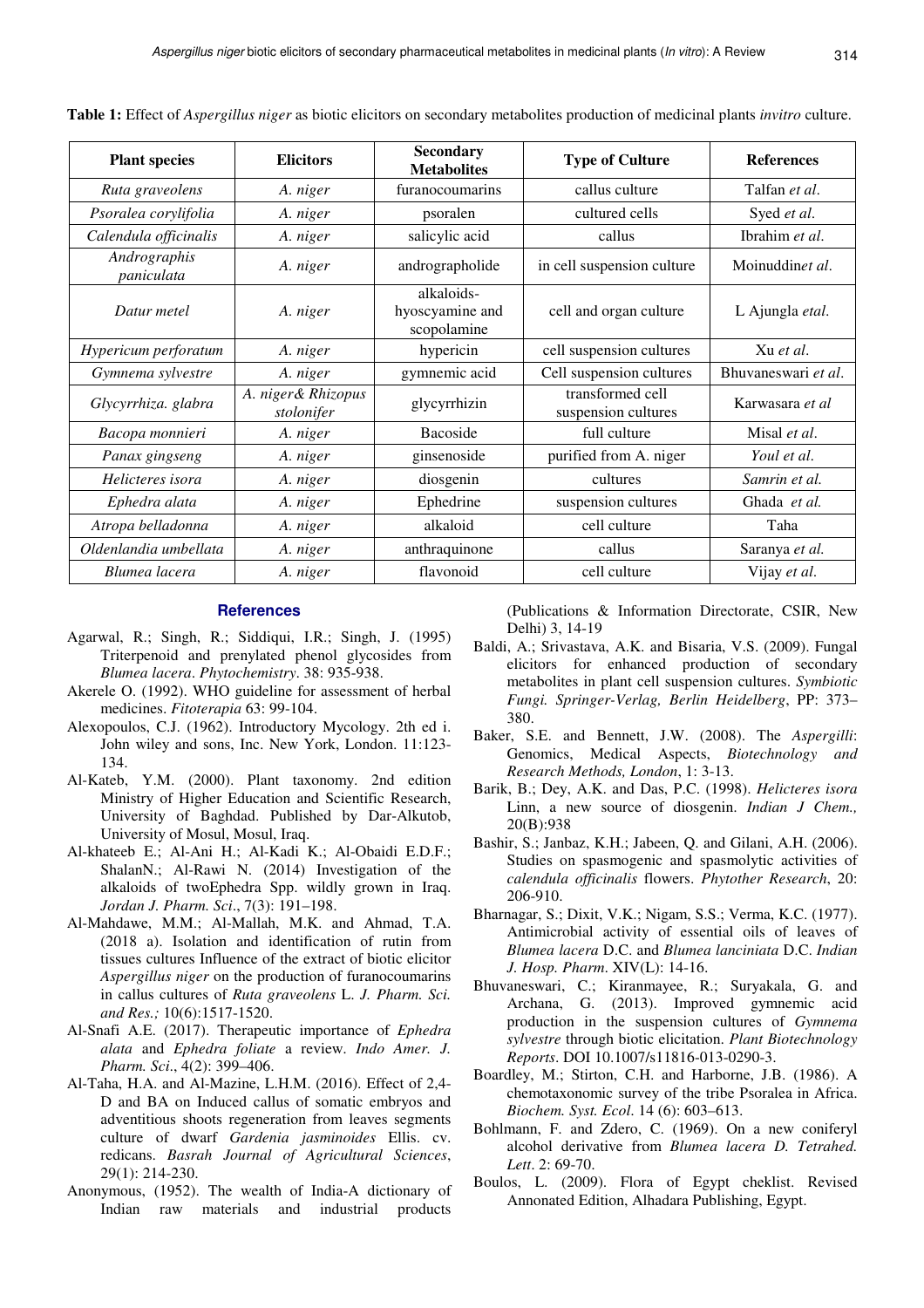**Table 1:** Effect of *Aspergillus niger* as biotic elicitors on secondary metabolites production of medicinal plants *invitro* culture.

| Plant species | Elicitors | Secondary Metabolites | Type of Culture | References |
|---|---|---|---|---|
| *Ruta graveolens* | *A. niger* | furanocoumarins | callus culture | Talfan *et al*. |
| *Psoralea corylifolia* | *A. niger* | psoralen | cultured cells | Syed *et al*. |
| *Calendula officinalis* | *A. niger* | salicylic acid | callus | Ibrahim *et al*. |
| *Andrographis paniculata* | *A. niger* | andrographolide | in cell suspension culture | Moinuddin*et al*. |
| *Datur metel* | *A. niger* | alkaloids- hyoscyamine and scopolamine | cell and organ culture | L Ajungla *etal*. |
| *Hypericum perforatum* | *A. niger* | hypericin | cell suspension cultures | Xu *et al*. |
| *Gymnema sylvestre* | *A. niger* | gymnemic acid | Cell suspension cultures | Bhuvaneswari *et al*. |
| *Glycyrrhiza. glabra* | *A. niger& Rhizopus stolonifer* | glycyrrhizin | transformed cell suspension cultures | Karwasara *et al* |
| *Bacopa monnieri* | *A. niger* | Bacoside | full culture | Misal *et al*. |
| *Panax gingseng* | *A. niger* | ginsenoside | purified from A. niger | *Youl et al*. |
| *Helicteres isora* | *A. niger* | diosgenin | cultures | *Samrin et al.* |
| *Ephedra alata* | *A. niger* | Ephedrine | suspension cultures | Ghada *et al.* |
| *Atropa belladonna* | *A. niger* | alkaloid | cell culture | Taha |
| *Oldenlandia umbellata* | *A. niger* | anthraquinone | callus | Saranya *et al.* |
| *Blumea lacera* | *A. niger* | flavonoid | cell culture | Vijay *et al*. |

## References

Agarwal, R.; Singh, R.; Siddiqui, I.R.; Singh, J. (1995) Triterpenoid and prenylated phenol glycosides from *Blumea lacera*. *Phytochemistry*. 38: 935-938.

Akerele O. (1992). WHO guideline for assessment of herbal medicines. *Fitoterapia* 63: 99-104.

Alexopoulos, C.J. (1962). Introductory Mycology. 2th ed i. John wiley and sons, Inc. New York, London. 11:123-134.

Al-Kateb, Y.M. (2000). Plant taxonomy. 2nd edition Ministry of Higher Education and Scientific Research, University of Baghdad. Published by Dar-Alkutob, University of Mosul, Mosul, Iraq.

Al-khateeb E.; Al-Ani H.; Al-Kadi K.; Al-Obaidi E.D.F.; ShalanN.; Al-Rawi N. (2014) Investigation of the alkaloids of twoEphedra Spp. wildly grown in Iraq. *Jordan J. Pharm. Sci*., 7(3): 191–198.

Al-Mahdawe, M.M.; Al-Mallah, M.K. and Ahmad, T.A. (2018 a). Isolation and identification of rutin from tissues cultures Influence of the extract of biotic elicitor *Aspergillus niger* on the production of furanocoumarins in callus cultures of *Ruta graveolens* L. *J. Pharm. Sci. and Res.;* 10(6):1517-1520.

Al-Snafi A.E. (2017). Therapeutic importance of *Ephedra alata* and *Ephedra foliate* a review. *Indo Amer. J. Pharm. Sci*., 4(2): 399–406.

Al-Taha, H.A. and Al-Mazine, L.H.M. (2016). Effect of 2,4-D and BA on Induced callus of somatic embryos and adventitious shoots regeneration from leaves segments culture of dwarf *Gardenia jasminoides* Ellis. cv. redicans. *Basrah Journal of Agricultural Sciences*, 29(1): 214-230.

Anonymous, (1952). The wealth of India-A dictionary of Indian raw materials and industrial products (Publications & Information Directorate, CSIR, New Delhi) 3, 14-19

Baldi, A.; Srivastava, A.K. and Bisaria, V.S. (2009). Fungal elicitors for enhanced production of secondary metabolites in plant cell suspension cultures. *Symbiotic Fungi. Springer-Verlag, Berlin Heidelberg*, PP: 373–380.

Baker, S.E. and Bennett, J.W. (2008). The *Aspergilli*: Genomics, Medical Aspects, *Biotechnology and Research Methods, London*, 1: 3-13.

Barik, B.; Dey, A.K. and Das, P.C. (1998). *Helicteres isora* Linn, a new source of diosgenin. *Indian J Chem.,* 20(B):938

Bashir, S.; Janbaz, K.H.; Jabeen, Q. and Gilani, A.H. (2006). Studies on spasmogenic and spasmolytic activities of *calendula officinalis* flowers. *Phytother Research*, 20: 206-910.

Bharnagar, S.; Dixit, V.K.; Nigam, S.S.; Verma, K.C. (1977). Antimicrobial activity of essential oils of leaves of *Blumea lacera* D.C. and *Blumea lanciniata* D.C. *Indian J. Hosp. Pharm*. XIV(L): 14-16.

Bhuvaneswari, C.; Kiranmayee, R.; Suryakala, G. and Archana, G. (2013). Improved gymnemic acid production in the suspension cultures of *Gymnema sylvestre* through biotic elicitation. *Plant Biotechnology Reports*. DOI 10.1007/s11816-013-0290-3.

Boardley, M.; Stirton, C.H. and Harborne, J.B. (1986). A chemotaxonomic survey of the tribe Psoralea in Africa. *Biochem. Syst. Ecol*. 14 (6): 603–613.

Bohlmann, F. and Zdero, C. (1969). On a new coniferyl alcohol derivative from *Blumea lacera D. Tetrahed. Lett*. 2: 69-70.

Boulos, L. (2009). Flora of Egypt cheklist. Revised Annonated Edition, Alhadara Publishing, Egypt.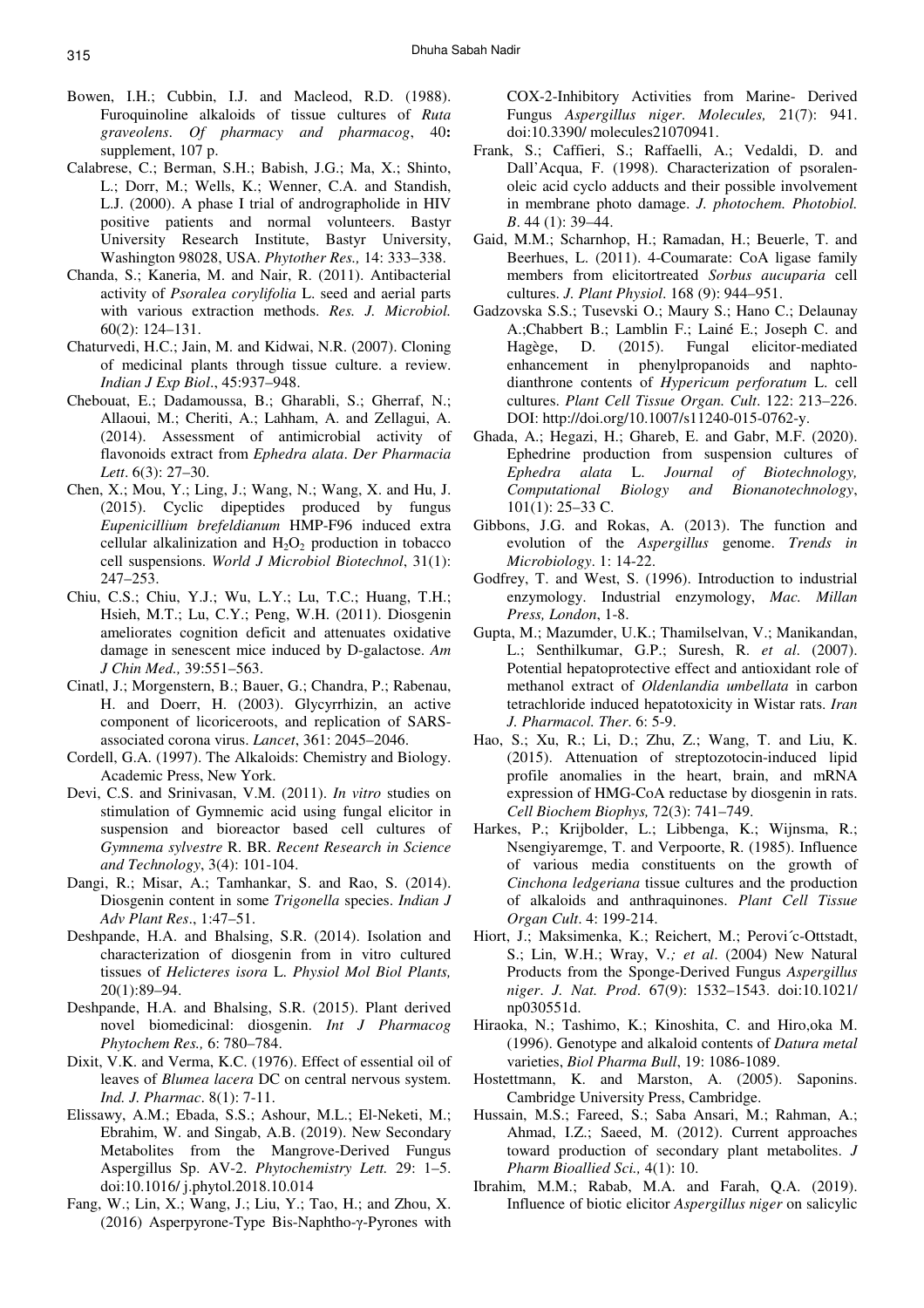Bowen, I.H.; Cubbin, I.J. and Macleod, R.D. (1988). Furoquinoline alkaloids of tissue cultures of *Ruta graveolens*. *Of pharmacy and pharmacog*, 40**:** supplement, 107 p.

Calabrese, C.; Berman, S.H.; Babish, J.G.; Ma, X.; Shinto, L.; Dorr, M.; Wells, K.; Wenner, C.A. and Standish, L.J. (2000). A phase I trial of andrographolide in HIV positive patients and normal volunteers. Bastyr University Research Institute, Bastyr University, Washington 98028, USA. *Phytother Res.,* 14: 333–338.

Chanda, S.; Kaneria, M. and Nair, R. (2011). Antibacterial activity of *Psoralea corylifolia* L. seed and aerial parts with various extraction methods. *Res. J. Microbiol.* 60(2): 124–131.

Chaturvedi, H.C.; Jain, M. and Kidwai, N.R. (2007). Cloning of medicinal plants through tissue culture. a review. *Indian J Exp Biol*., 45:937–948.

Chebouat, E.; Dadamoussa, B.; Gharabli, S.; Gherraf, N.; Allaoui, M.; Cheriti, A.; Lahham, A. and Zellagui, A. (2014). Assessment of antimicrobial activity of flavonoids extract from *Ephedra alata*. *Der Pharmacia Lett*. 6(3): 27–30.

Chen, X.; Mou, Y.; Ling, J.; Wang, N.; Wang, X. and Hu, J. (2015). Cyclic dipeptides produced by fungus *Eupenicillium brefeldianum* HMP-F96 induced extra cellular alkalinization and $H_2O_2$ production in tobacco cell suspensions. *World J Microbiol Biotechnol*, 31(1): 247–253.

Chiu, C.S.; Chiu, Y.J.; Wu, L.Y.; Lu, T.C.; Huang, T.H.; Hsieh, M.T.; Lu, C.Y.; Peng, W.H. (2011). Diosgenin ameliorates cognition deficit and attenuates oxidative damage in senescent mice induced by D-galactose. *Am J Chin Med.,* 39:551–563.

Cinatl, J.; Morgenstern, B.; Bauer, G.; Chandra, P.; Rabenau, H. and Doerr, H. (2003). Glycyrrhizin, an active component of licoriceroots, and replication of SARS-associated corona virus. *Lancet*, 361: 2045–2046.

Cordell, G.A. (1997). The Alkaloids: Chemistry and Biology. Academic Press, New York.

Devi, C.S. and Srinivasan, V.M. (2011). *In vitro* studies on stimulation of Gymnemic acid using fungal elicitor in suspension and bioreactor based cell cultures of *Gymnema sylvestre* R. BR. *Recent Research in Science and Technology*, 3(4): 101-104.

Dangi, R.; Misar, A.; Tamhankar, S. and Rao, S. (2014). Diosgenin content in some *Trigonella* species. *Indian J Adv Plant Res*., 1:47–51.

Deshpande, H.A. and Bhalsing, S.R. (2014). Isolation and characterization of diosgenin from in vitro cultured tissues of *Helicteres isora* L. *Physiol Mol Biol Plants,* 20(1):89–94.

Deshpande, H.A. and Bhalsing, S.R. (2015). Plant derived novel biomedicinal: diosgenin. *Int J Pharmacog Phytochem Res.,* 6: 780–784.

Dixit, V.K. and Verma, K.C. (1976). Effect of essential oil of leaves of *Blumea lacera* DC on central nervous system. *Ind. J. Pharmac*. 8(1): 7-11.

Elissawy, A.M.; Ebada, S.S.; Ashour, M.L.; El-Neketi, M.; Ebrahim, W. and Singab, A.B. (2019). New Secondary Metabolites from the Mangrove-Derived Fungus Aspergillus Sp. AV-2. *Phytochemistry Lett.* 29: 1–5. doi:10.1016/ j.phytol.2018.10.014

Fang, W.; Lin, X.; Wang, J.; Liu, Y.; Tao, H.; and Zhou, X. (2016) Asperpyrone-Type Bis-Naphtho-γ-Pyrones with COX-2-Inhibitory Activities from Marine- Derived Fungus *Aspergillus niger*. *Molecules,* 21(7): 941. doi:10.3390/ molecules21070941.

Frank, S.; Caffieri, S.; Raffaelli, A.; Vedaldi, D. and Dall'Acqua, F. (1998). Characterization of psoralen-oleic acid cyclo adducts and their possible involvement in membrane photo damage. *J. photochem. Photobiol. B*. 44 (1): 39–44.

Gaid, M.M.; Scharnhop, H.; Ramadan, H.; Beuerle, T. and Beerhues, L. (2011). 4-Coumarate: CoA ligase family members from elicitortreated *Sorbus aucuparia* cell cultures. *J. Plant Physiol*. 168 (9): 944–951.

Gadzovska S.S.; Tusevski O.; Maury S.; Hano C.; Delaunay A.;Chabbert B.; Lamblin F.; Lainé E.; Joseph C. and Hagège, D. (2015). Fungal elicitor-mediated enhancement in phenylpropanoids and naphtodianthrone contents of *Hypericum perforatum* L. cell cultures. *Plant Cell Tissue Organ. Cult*. 122: 213–226. DOI: http://doi.org/10.1007/s11240-015-0762-y.

Ghada, A.; Hegazi, H.; Ghareb, E. and Gabr, M.F. (2020). Ephedrine production from suspension cultures of *Ephedra alata* L. *Journal of Biotechnology, Computational Biology and Bionanotechnology*, 101(1): 25–33 C.

Gibbons, J.G. and Rokas, A. (2013). The function and evolution of the *Aspergillus* genome. *Trends in Microbiology*. 1: 14-22.

Godfrey, T. and West, S. (1996). Introduction to industrial enzymology. Industrial enzymology, *Mac. Millan Press, London*, 1-8.

Gupta, M.; Mazumder, U.K.; Thamilselvan, V.; Manikandan, L.; Senthilkumar, G.P.; Suresh, R. *et al*. (2007). Potential hepatoprotective effect and antioxidant role of methanol extract of *Oldenlandia umbellata* in carbon tetrachloride induced hepatotoxicity in Wistar rats. *Iran J. Pharmacol. Ther*. 6: 5-9.

Hao, S.; Xu, R.; Li, D.; Zhu, Z.; Wang, T. and Liu, K. (2015). Attenuation of streptozotocin-induced lipid profile anomalies in the heart, brain, and mRNA expression of HMG-CoA reductase by diosgenin in rats. *Cell Biochem Biophys,* 72(3): 741–749.

Harkes, P.; Krijbolder, L.; Libbenga, K.; Wijnsma, R.; Nsengiyaremge, T. and Verpoorte, R. (1985). Influence of various media constituents on the growth of *Cinchona ledgeriana* tissue cultures and the production of alkaloids and anthraquinones. *Plant Cell Tissue Organ Cult*. 4: 199-214.

Hiort, J.; Maksimenka, K.; Reichert, M.; Perovi´c-Ottstadt, S.; Lin, W.H.; Wray, V*.; et al*. (2004) New Natural Products from the Sponge-Derived Fungus *Aspergillus niger*. *J. Nat. Prod*. 67(9): 1532–1543. doi:10.1021/ np030551d.

Hiraoka, N.; Tashimo, K.; Kinoshita, C. and Hiro,oka M. (1996). Genotype and alkaloid contents of *Datura metal* varieties, *Biol Pharma Bull*, 19: 1086-1089.

Hostettmann, K. and Marston, A. (2005). Saponins. Cambridge University Press, Cambridge.

Hussain, M.S.; Fareed, S.; Saba Ansari, M.; Rahman, A.; Ahmad, I.Z.; Saeed, M. (2012). Current approaches toward production of secondary plant metabolites. *J Pharm Bioallied Sci.,* 4(1): 10.

Ibrahim, M.M.; Rabab, M.A. and Farah, Q.A. (2019). Influence of biotic elicitor *Aspergillus niger* on salicylic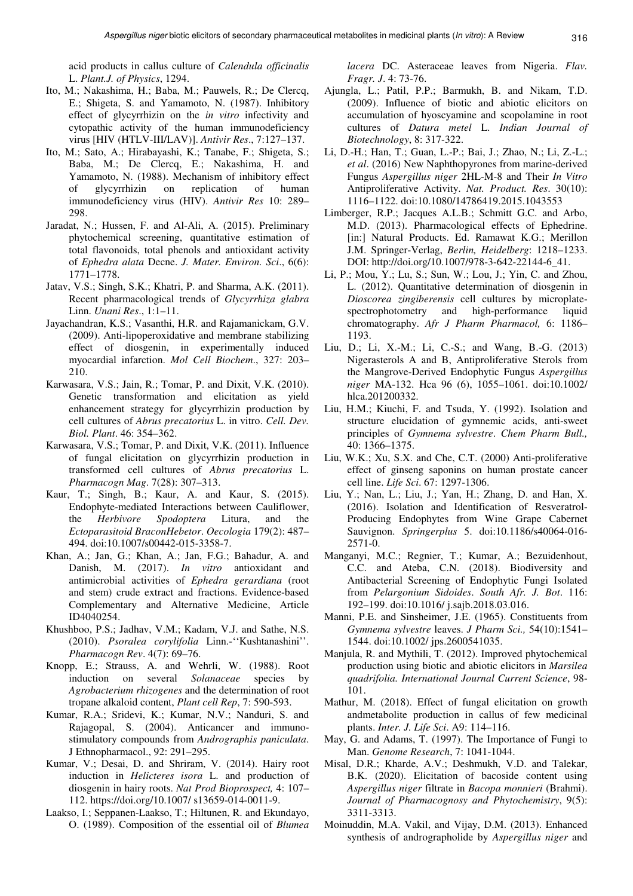acid products in callus culture of *Calendula officinalis* L. *Plant.J. of Physics*, 1294.

Ito, M.; Nakashima, H.; Baba, M.; Pauwels, R.; De Clercq, E.; Shigeta, S. and Yamamoto, N. (1987). Inhibitory effect of glycyrrhizin on the *in vitro* infectivity and cytopathic activity of the human immunodeficiency virus [HIV (HTLV-III/LAV)]. *Antivir Res*., 7:127–137.

Ito, M.; Sato, A.; Hirabayashi, K.; Tanabe, F.; Shigeta, S.; Baba, M.; De Clercq, E.; Nakashima, H. and Yamamoto, N. (1988). Mechanism of inhibitory effect of glycyrrhizin on replication of human immunodeficiency virus (HIV). *Antivir Res* 10: 289–298.

Jaradat, N.; Hussen, F. and Al-Ali, A. (2015). Preliminary phytochemical screening, quantitative estimation of total flavonoids, total phenols and antioxidant activity of *Ephedra alata* Decne. *J. Mater. Environ. Sci*., 6(6): 1771–1778.

Jatav, V.S.; Singh, S.K.; Khatri, P. and Sharma, A.K. (2011). Recent pharmacological trends of *Glycyrrhiza glabra* Linn. *Unani Res*., 1:1–11.

Jayachandran, K.S.; Vasanthi, H.R. and Rajamanickam, G.V. (2009). Anti-lipoperoxidative and membrane stabilizing effect of diosgenin, in experimentally induced myocardial infarction. *Mol Cell Biochem*., 327: 203–210.

Karwasara, V.S.; Jain, R.; Tomar, P. and Dixit, V.K. (2010). Genetic transformation and elicitation as yield enhancement strategy for glycyrrhizin production by cell cultures of *Abrus precatorius* L. in vitro. *Cell. Dev. Biol. Plant*. 46: 354–362.

Karwasara, V.S.; Tomar, P. and Dixit, V.K. (2011). Influence of fungal elicitation on glycyrrhizin production in transformed cell cultures of *Abrus precatorius* L. *Pharmacogn Mag*. 7(28): 307–313.

Kaur, T.; Singh, B.; Kaur, A. and Kaur, S. (2015). Endophyte-mediated Interactions between Cauliflower, the *Herbivore Spodoptera* Litura, and the *Ectoparasitoid BraconHebetor*. *Oecologia* 179(2): 487–494. doi:10.1007/s00442-015-3358-7.

Khan, A.; Jan, G.; Khan, A.; Jan, F.G.; Bahadur, A. and Danish, M. (2017). *In vitro* antioxidant and antimicrobial activities of *Ephedra gerardiana* (root and stem) crude extract and fractions. Evidence-based Complementary and Alternative Medicine, Article ID4040254.

Khushboo, P.S.; Jadhav, V.M.; Kadam, V.J. and Sathe, N.S. (2010). *Psoralea corylifolia* Linn.-''Kushtanashini''. *Pharmacogn Rev*. 4(7): 69–76.

Knopp, E.; Strauss, A. and Wehrli, W. (1988). Root induction on several *Solanaceae* species by *Agrobacterium rhizogenes* and the determination of root tropane alkaloid content, *Plant cell Rep*, 7: 590-593.

Kumar, R.A.; Sridevi, K.; Kumar, N.V.; Nanduri, S. and Rajagopal, S. (2004). Anticancer and immunostimulatory compounds from *Andrographis paniculata*. J Ethnopharmacol., 92: 291–295.

Kumar, V.; Desai, D. and Shriram, V. (2014). Hairy root induction in *Helicteres isora* L. and production of diosgenin in hairy roots. *Nat Prod Bioprospect,* 4: 107–112. https://doi.org/10.1007/ s13659-014-0011-9.

Laakso, I.; Seppanen-Laakso, T.; Hiltunen, R. and Ekundayo, O. (1989). Composition of the essential oil of *Blumea lacera* DC. Asteraceae leaves from Nigeria. *Flav. Fragr. J*. 4: 73-76.

Ajungla, L.; Patil, P.P.; Barmukh, B. and Nikam, T.D. (2009). Influence of biotic and abiotic elicitors on accumulation of hyoscyamine and scopolamine in root cultures of *Datura metel* L. *Indian Journal of Biotechnology*, 8: 317-322.

Li, D.-H.; Han, T.; Guan, L.-P.; Bai, J.; Zhao, N.; Li, Z.-L.; *et al*. (2016) New Naphthopyrones from marine-derived Fungus *Aspergillus niger* 2HL-M-8 and Their *In Vitro* Antiproliferative Activity. *Nat. Product. Res*. 30(10): 1116–1122. doi:10.1080/14786419.2015.1043553

Limberger, R.P.; Jacques A.L.B.; Schmitt G.C. and Arbo, M.D. (2013). Pharmacological effects of Ephedrine. [in:] Natural Products. Ed. Ramawat K.G.; Merillon J.M. Springer-Verlag, *Berlin, Heidelberg*: 1218–1233. DOI: http://doi.org/10.1007/978-3-642-22144-6_41.

Li, P.; Mou, Y.; Lu, S.; Sun, W.; Lou, J.; Yin, C. and Zhou, L. (2012). Quantitative determination of diosgenin in *Dioscorea zingiberensis* cell cultures by microplate-spectrophotometry and high-performance liquid chromatography. *Afr J Pharm Pharmacol,* 6: 1186–1193.

Liu, D.; Li, X.-M.; Li, C.-S.; and Wang, B.-G. (2013) Nigerasterols A and B, Antiproliferative Sterols from the Mangrove-Derived Endophytic Fungus *Aspergillus niger* MA-132. Hca 96 (6), 1055–1061. doi:10.1002/ hlca.201200332.

Liu, H.M.; Kiuchi, F. and Tsuda, Y. (1992). Isolation and structure elucidation of gymnemic acids, anti-sweet principles of *Gymnema sylvestre*. *Chem Pharm Bull.,* 40: 1366–1375.

Liu, W.K.; Xu, S.X. and Che, C.T. (2000) Anti-proliferative effect of ginseng saponins on human prostate cancer cell line. *Life Sci*. 67: 1297-1306.

Liu, Y.; Nan, L.; Liu, J.; Yan, H.; Zhang, D. and Han, X. (2016). Isolation and Identification of Resveratrol-Producing Endophytes from Wine Grape Cabernet Sauvignon. *Springerplus* 5. doi:10.1186/s40064-016-2571-0.

Manganyi, M.C.; Regnier, T.; Kumar, A.; Bezuidenhout, C.C. and Ateba, C.N. (2018). Biodiversity and Antibacterial Screening of Endophytic Fungi Isolated from *Pelargonium Sidoides*. *South Afr. J. Bot*. 116: 192–199. doi:10.1016/ j.sajb.2018.03.016.

Manni, P.E. and Sinsheimer, J.E. (1965). Constituents from *Gymnema sylvestre* leaves. *J Pharm Sci.,* 54(10):1541–1544. doi:10.1002/ jps.2600541035.

Manjula, R. and Mythili, T. (2012). Improved phytochemical production using biotic and abiotic elicitors in *Marsilea quadrifolia. International Journal Current Science*, 98-101.

Mathur, M. (2018). Effect of fungal elicitation on growth andmetabolite production in callus of few medicinal plants. *Inter. J. Life Sci*. A9: 114–116.

May, G. and Adams, T. (1997). The Importance of Fungi to Man. *Genome Research*, 7: 1041-1044.

Misal, D.R.; Kharde, A.V.; Deshmukh, V.D. and Talekar, B.K. (2020). Elicitation of bacoside content using *Aspergillus niger* filtrate in *Bacopa monnieri* (Brahmi). *Journal of Pharmacognosy and Phytochemistry*, 9(5): 3311-3313.

Moinuddin, M.A. Vakil, and Vijay, D.M. (2013). Enhanced synthesis of andrographolide by *Aspergillus niger* and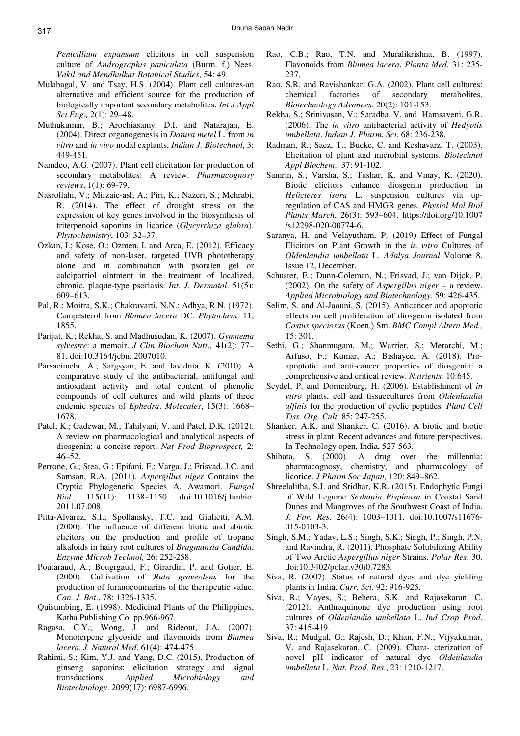*Penicillium expansum* elicitors in cell suspension culture of *Andrographis paniculata* (Burm. f.) Nees. *Vakil and Mendhulkar Botanical Studies*, 54: 49.

Mulabagal, V. and Tsay, H.S. (2004). Plant cell cultures-an alternative and efficient source for the production of biologically important secondary metabolites. *Int J Appl Sci Eng.,* 2(1): 29–48.

Muthukumar, B.; Arochiasamy, D.I. and Natarajan, E. (2004). Direct organogenesis in *Datura metel* L. from *in vitro* and *in vivo* nodal explants, *Indian J. Biotechnol*, 3: 449-451.

Namdeo, A.G. (2007). Plant cell elicitation for production of secondary metabolites: A review. *Pharmacognosy reviews*, 1(1): 69-79.

Nasrollahi, V.; Mirzaie-asl, A.; Piri, K.; Nazeri, S.; Mehrabi, R. (2014). The effect of drought stress on the expression of key genes involved in the biosynthesis of triterpenoid saponins in licorice (*Glycyrrhiza glabra*). *Phytochemistry*, 103: 32–37.

Ozkan, I.; Kose, O.; Ozmen, I. and Arca, E. (2012). Efficacy and safety of non-laser, targeted UVB phototherapy alone and in combination with psoralen gel or calcipotriol ointment in the treatment of localized, chronic, plaque-type psoriasis. *Int. J. Dermatol*. 51(5): 609–613.

Pal, R.; Moitra, S.K.; Chakravarti, N.N.; Adhya, R.N. (1972). Campesterol from *Blumea lacera* DC*. Phytochem*. 11, 1855.

Parijat, K.; Rekha, S. and Madhusudan, K. (2007). *Gymnema sylvestre*: a memoir. *J Clin Biochem Nutr.,* 41(2): 77–81. doi:10.3164/jcbn. 2007010.

Parsaeimehr, A.; Sargsyan, E. and Javidnia, K. (2010). A comparative study of the antibacterial, antifungal and antioxidant activity and total content of phenolic compounds of cell cultures and wild plants of three endemic species of *Ephedra*. *Molecules*, 15(3): 1668–1678.

Patel, K.; Gadewar, M.; Tahilyani, V. and Patel, D.K. (2012). A review on pharmacological and analytical aspects of diosgenin: a concise report. *Nat Prod Bioprospect,* 2: 46–52.

Perrone, G.; Stea, G.; Epifani, F.; Varga, J.; Frisvad, J.C. and Samson, R.A. (2011). *Aspergillus niger* Contains the Cryptic Phylogenetic Species A. Awamori. *Fungal Biol*., 115(11): 1138–1150. doi:10.1016/j.funbio. 2011.07.008.

Pitta-Alvarez, S.I.; Spollansky, T.C. and Giulietti, A.M. (2000). The influence of different biotic and abiotic elicitors on the production and profile of tropane alkaloids in hairy root cultures of *Brugmansia Candida*, *Enzyme Microb Technol,* 26: 252-258.

Poutaraud, A.; Bougrgaud, F.; Girardin, P. and Gotier, E. (2000). Cultivation of *Ruta graveolens* for the production of furanocoumarins of the therapeutic value. *Can. J. Bot*., 78: 1326-1335.

Quisumbing, E. (1998). Medicinal Plants of the Philippines, Katha Publishing Co. pp.966-967.

Ragasa, C.Y.; Wong, J. and Rideout, J.A. (2007). Monoterpene glycoside and flavonoids from *Blumea lacera*. *J. Natural Med*. 61(4): 474-475.

Rahimi, S.; Kim, Y.J. and Yang, D.C. (2015). Production of ginseng saponins: elicitation strategy and signal transductions. *Applied Microbiology and Biotechnology*. 2099(17): 6987-6996.

Rao, C.B.; Rao, T.N. and Muralikrishna, B. (1997). Flavonoids from *Blumea lacera*. *Planta Med*. 31: 235-237.

Rao, S.R. and Ravishankar, G.A. (2002). Plant cell cultures: chemical factories of secondary metabolites. *Biotechnology Advances*. 20(2): 101-153.

Rekha, S.; Srinivasan, V.; Saradha, V. and Hamsaveni, G.R. (2006). The *in vitro* antibacterial activity of *Hedyotis umbellata*. *Indian J. Pharm. Sci*. 68: 236-238.

Radman, R.; Saez, T.; Bucke, C. and Keshavarz, T. (2003). Elicitation of plant and microbial systems. *Biotechnol Appl Biochem*., 37: 91-102.

Samrin, S.; Varsha, S.; Tushar, K. and Vinay, K. (2020). Biotic elicitors enhance diosgenin production in *Helicteres isora* L. suspension cultures via up-regulation of CAS and HMGR genes. *Physiol Mol Biol Plants March*, 26(3): 593–604. https://doi.org/10.1007/s12298-020-00774-6.

Saranya, H. and Velayutham, P. (2019) Effect of Fungal Elicitors on Plant Growth in the *in vitro* Cultures of *Oldenlandia umbellata* L. *Adalya Journal* Volome 8, Issue 12, December.

Schuster, E.; Dunn-Coleman, N.; Frisvad, J.; van Dijck, P. (2002). On the safety of *Aspergillus niger* – a review. *Applied Microbiology and Biotechnology*. 59: 426-435.

Selim, S. and Al-Jaouni, S. (2015). Anticancer and apoptotic effects on cell proliferation of diosgenin isolated from *Costus speciosus* (Koen.) Sm. *BMC Compl Altern Med.,* 15: 301.

Sethi, G.; Shanmugam, M.; Warrier, S.; Merarchi, M.; Arfuso, F.; Kumar, A.; Bishayee, A. (2018). Pro-apoptotic and anti-cancer properties of diosgenin: a comprehensive and critical review. *Nutrients,* 10:645.

Seydel, P. and Dornenburg, H. (2006). Establishment of *in vitro* plants, cell and tissuecultures from *Oldenlandia affinis* for the production of cyclic peptides. *Plant Cell Tiss. Org. Cult*. 85: 247-255.

Shanker, A.K. and Shanker, C. (2016). A biotic and biotic stress in plant. Recent advances and future perspectives. In Technology open, India, 527-563.

Shibata, S. (2000). A drug over the millennia: pharmacognosy, chemistry, and pharmacology of licorice. *J Pharm Soc Japan,* 120: 849–862.

Shreelalitha, S.J. and Sridhar, K.R. (2015). Endophytic Fungi of Wild Legume *Sesbania Bispinosa* in Coastal Sand Dunes and Mangroves of the Southwest Coast of India. *J. For. Res*. 26(4): 1003–1011. doi:10.1007/s11676-015-0103-3.

Singh, S.M.; Yadav, L.S.; Singh, S.K.; Singh, P.; Singh, P.N. and Ravindra, R. (2011). Phosphate Solubilizing Ability of Two Arctic *Aspergillus niger* Strains. *Polar Res*. 30. doi:10.3402/polar.v30i0.7283.

Siva, R. (2007). Status of natural dyes and dye yielding plants in India. *Curr. Sci.* 92: 916-925.

Siva, R.; Mayes, S.; Behera, S.K. and Rajasekaran, C. (2012). Anthraquinone dye production using root cultures of *Oldenlandia umbellata* L. *Ind Crop Prod*. 37: 415-419.

Siva, R.; Mudgal, G.; Rajesh, D.; Khan, F.N.; Vijyakumar, V. and Rajasekaran, C. (2009). Chara- cterization of novel pH indicator of natural dye *Oldenlandia umbellata* L. *Nat. Prod. Res*., 23: 1210-1217.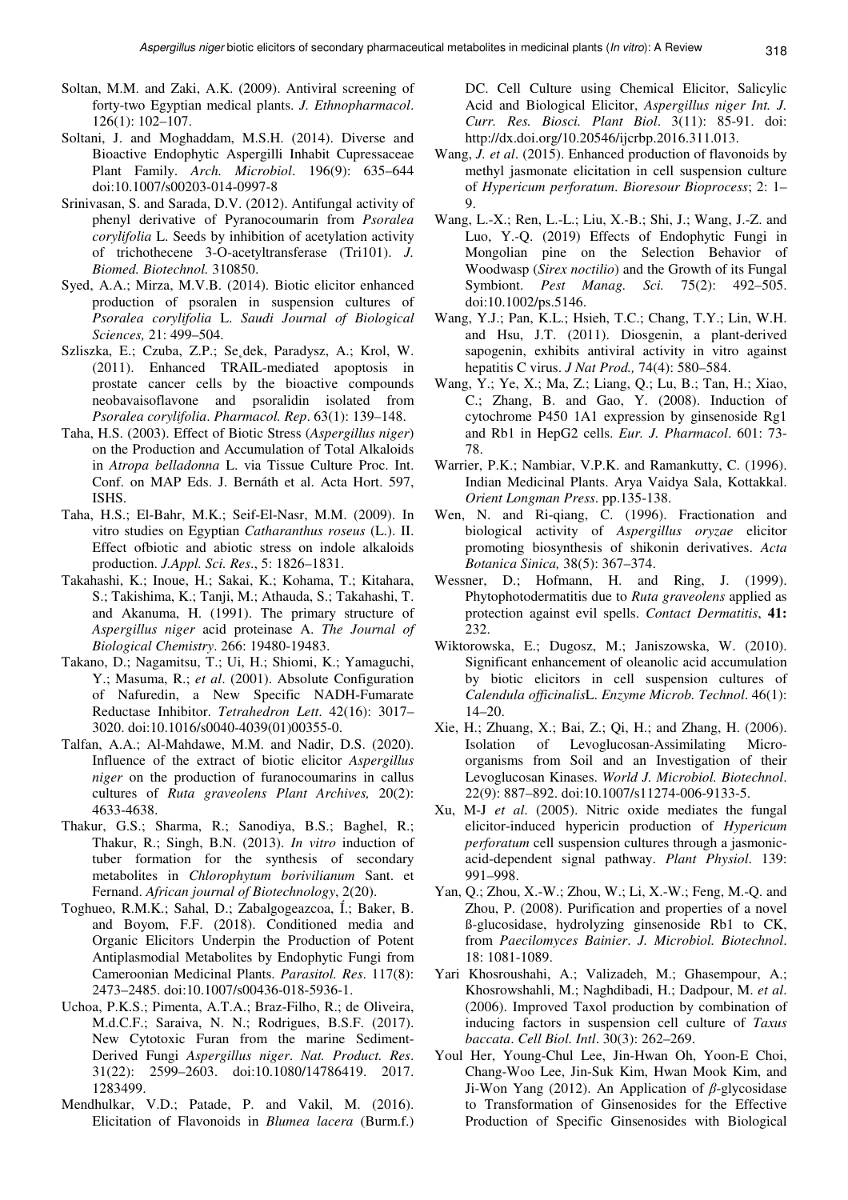Soltan, M.M. and Zaki, A.K. (2009). Antiviral screening of forty-two Egyptian medical plants. *J. Ethnopharmacol*. 126(1): 102–107.

Soltani, J. and Moghaddam, M.S.H. (2014). Diverse and Bioactive Endophytic Aspergilli Inhabit Cupressaceae Plant Family. *Arch. Microbiol*. 196(9): 635–644 doi:10.1007/s00203-014-0997-8

Srinivasan, S. and Sarada, D.V. (2012). Antifungal activity of phenyl derivative of Pyranocoumarin from *Psoralea corylifolia* L. Seeds by inhibition of acetylation activity of trichothecene 3-O-acetyltransferase (Tri101). *J. Biomed. Biotechnol.* 310850.

Syed, A.A.; Mirza, M.V.B. (2014). Biotic elicitor enhanced production of psoralen in suspension cultures of *Psoralea corylifolia* L. *Saudi Journal of Biological Sciences,* 21: 499–504.

Szliszka, E.; Czuba, Z.P.; Sękdek, Paradysz, A.; Krol, W. (2011). Enhanced TRAIL-mediated apoptosis in prostate cancer cells by the bioactive compounds neobavaisoflavone and psoralidin isolated from *Psoralea corylifolia*. *Pharmacol. Rep*. 63(1): 139–148.

Taha, H.S. (2003). Effect of Biotic Stress (*Aspergillus niger*) on the Production and Accumulation of Total Alkaloids in *Atropa belladonna* L. via Tissue Culture Proc. Int. Conf. on MAP Eds. J. Bernáth et al. Acta Hort. 597, ISHS.

Taha, H.S.; El-Bahr, M.K.; Seif-El-Nasr, M.M. (2009). In vitro studies on Egyptian *Catharanthus roseus* (L.). II. Effect ofbiotic and abiotic stress on indole alkaloids production. *J.Appl. Sci. Res*., 5: 1826–1831.

Takahashi, K.; Inoue, H.; Sakai, K.; Kohama, T.; Kitahara, S.; Takishima, K.; Tanji, M.; Athauda, S.; Takahashi, T. and Akanuma, H. (1991). The primary structure of *Aspergillus niger* acid proteinase A. *The Journal of Biological Chemistry*. 266: 19480-19483.

Takano, D.; Nagamitsu, T.; Ui, H.; Shiomi, K.; Yamaguchi, Y.; Masuma, R.; *et al*. (2001). Absolute Configuration of Nafuredin, a New Specific NADH-Fumarate Reductase Inhibitor. *Tetrahedron Lett*. 42(16): 3017–3020. doi:10.1016/s0040-4039(01)00355-0.

Talfan, A.A.; Al-Mahdawe, M.M. and Nadir, D.S. (2020). Influence of the extract of biotic elicitor *Aspergillus niger* on the production of furanocoumarins in callus cultures of *Ruta graveolens Plant Archives,* 20(2): 4633-4638.

Thakur, G.S.; Sharma, R.; Sanodiya, B.S.; Baghel, R.; Thakur, R.; Singh, B.N. (2013). *In vitro* induction of tuber formation for the synthesis of secondary metabolites in *Chlorophytum borivilianum* Sant. et Fernand. *African journal of Biotechnology*, 2(20).

Toghueo, R.M.K.; Sahal, D.; Zabalgogeazcoa, Í.; Baker, B. and Boyom, F.F. (2018). Conditioned media and Organic Elicitors Underpin the Production of Potent Antiplasmodial Metabolites by Endophytic Fungi from Cameroonian Medicinal Plants. *Parasitol. Res*. 117(8): 2473–2485. doi:10.1007/s00436-018-5936-1.

Uchoa, P.K.S.; Pimenta, A.T.A.; Braz-Filho, R.; de Oliveira, M.d.C.F.; Saraiva, N. N.; Rodrigues, B.S.F. (2017). New Cytotoxic Furan from the marine Sediment-Derived Fungi *Aspergillus niger*. *Nat. Product. Res*. 31(22): 2599–2603. doi:10.1080/14786419. 2017. 1283499.

Mendhulkar, V.D.; Patade, P. and Vakil, M. (2016). Elicitation of Flavonoids in *Blumea lacera* (Burm.f.) DC. Cell Culture using Chemical Elicitor, Salicylic Acid and Biological Elicitor, *Aspergillus niger Int. J. Curr. Res. Biosci. Plant Biol*. 3(11): 85-91. doi: http://dx.doi.org/10.20546/ijcrbp.2016.311.013.

Wang, *J. et al*. (2015). Enhanced production of flavonoids by methyl jasmonate elicitation in cell suspension culture of *Hypericum perforatum*. *Bioresour Bioprocess*; 2: 1–9.

Wang, L.-X.; Ren, L.-L.; Liu, X.-B.; Shi, J.; Wang, J.-Z. and Luo, Y.-Q. (2019) Effects of Endophytic Fungi in Mongolian pine on the Selection Behavior of Woodwasp (*Sirex noctilio*) and the Growth of its Fungal Symbiont. *Pest Manag. Sci.* 75(2): 492–505. doi:10.1002/ps.5146.

Wang, Y.J.; Pan, K.L.; Hsieh, T.C.; Chang, T.Y.; Lin, W.H. and Hsu, J.T. (2011). Diosgenin, a plant-derived sapogenin, exhibits antiviral activity in vitro against hepatitis C virus. *J Nat Prod.,* 74(4): 580–584.

Wang, Y.; Ye, X.; Ma, Z.; Liang, Q.; Lu, B.; Tan, H.; Xiao, C.; Zhang, B. and Gao, Y. (2008). Induction of cytochrome P450 1A1 expression by ginsenoside Rg1 and Rb1 in HepG2 cells. *Eur. J. Pharmacol*. 601: 73-78.

Warrier, P.K.; Nambiar, V.P.K. and Ramankutty, C. (1996). Indian Medicinal Plants. Arya Vaidya Sala, Kottakkal. *Orient Longman Press*. pp.135-138.

Wen, N. and Ri-qiang, C. (1996). Fractionation and biological activity of *Aspergillus oryzae* elicitor promoting biosynthesis of shikonin derivatives. *Acta Botanica Sinica,* 38(5): 367–374.

Wessner, D.; Hofmann, H. and Ring, J. (1999). Phytophotodermatitis due to *Ruta graveolens* applied as protection against evil spells. *Contact Dermatitis*, **41:** 232.

Wiktorowska, E.; Dugosz, M.; Janiszowska, W. (2010). Significant enhancement of oleanolic acid accumulation by biotic elicitors in cell suspension cultures of *Calendula officinalis*L. *Enzyme Microb. Technol*. 46(1): 14–20.

Xie, H.; Zhuang, X.; Bai, Z.; Qi, H.; and Zhang, H. (2006). Isolation of Levoglucosan-Assimilating Micro-organisms from Soil and an Investigation of their Levoglucosan Kinases. *World J. Microbiol. Biotechnol*. 22(9): 887–892. doi:10.1007/s11274-006-9133-5.

Xu, M-J *et al*. (2005). Nitric oxide mediates the fungal elicitor-induced hypericin production of *Hypericum perforatum* cell suspension cultures through a jasmonic-acid-dependent signal pathway. *Plant Physiol*. 139: 991–998.

Yan, Q.; Zhou, X.-W.; Zhou, W.; Li, X.-W.; Feng, M.-Q. and Zhou, P. (2008). Purification and properties of a novel ß-glucosidase, hydrolyzing ginsenoside Rb1 to CK, from *Paecilomyces Bainier*. *J. Microbiol. Biotechnol*. 18: 1081-1089.

Yari Khosroushahi, A.; Valizadeh, M.; Ghasempour, A.; Khosrowshahli, M.; Naghdibadi, H.; Dadpour, M. *et al*. (2006). Improved Taxol production by combination of inducing factors in suspension cell culture of *Taxus baccata*. *Cell Biol. Intl*. 30(3): 262–269.

Youl Her, Young-Chul Lee, Jin-Hwan Oh, Yoon-E Choi, Chang-Woo Lee, Jin-Suk Kim, Hwan Mook Kim, and Ji-Won Yang (2012). An Application of *β*-glycosidase to Transformation of Ginsenosides for the Effective Production of Specific Ginsenosides with Biological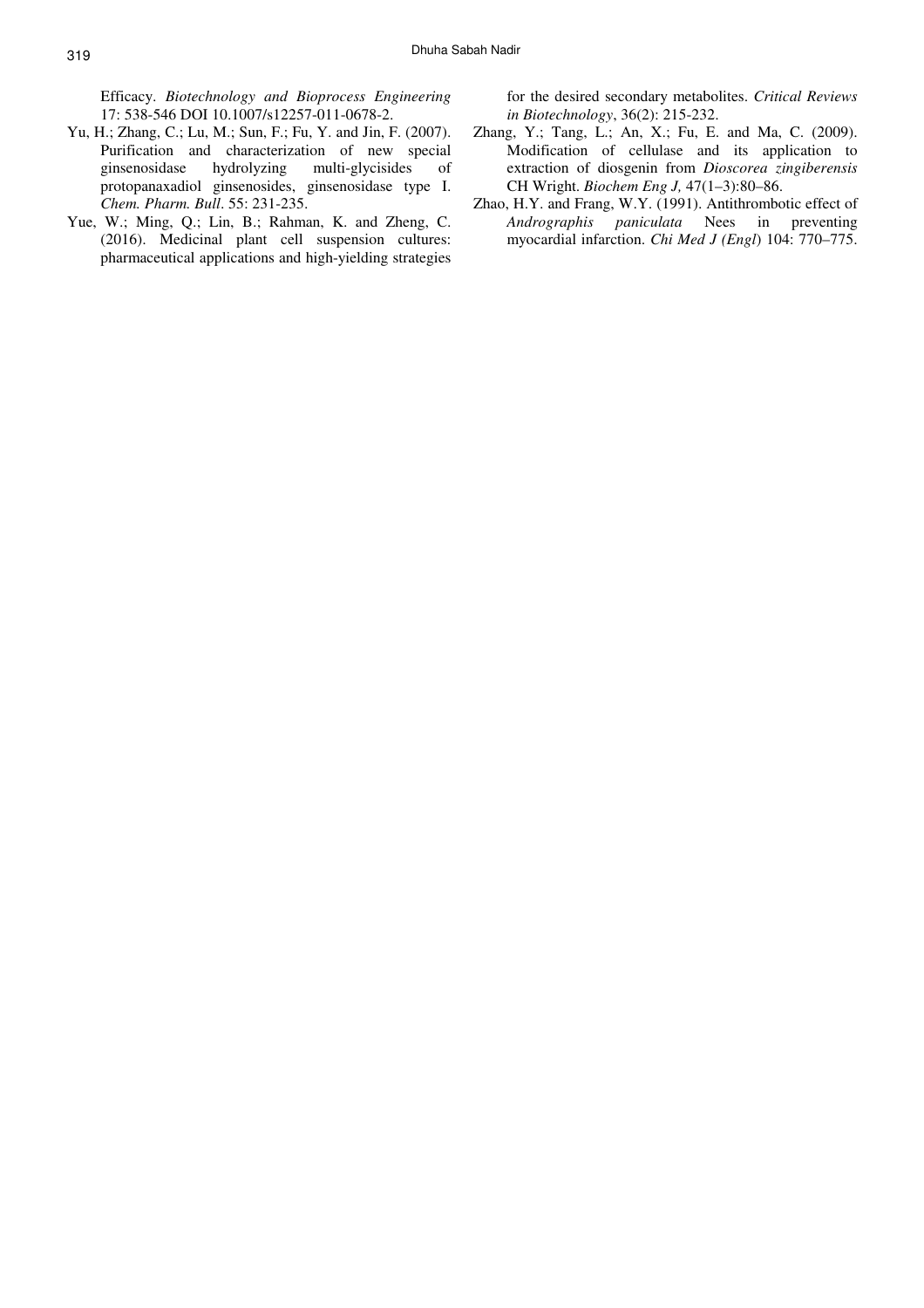Efficacy. *Biotechnology and Bioprocess Engineering* 17: 538-546 DOI 10.1007/s12257-011-0678-2.

Yu, H.; Zhang, C.; Lu, M.; Sun, F.; Fu, Y. and Jin, F. (2007). Purification and characterization of new special ginsenosidase hydrolyzing multi-glycisides of protopanaxadiol ginsenosides, ginsenosidase type I. *Chem. Pharm. Bull*. 55: 231-235.

Yue, W.; Ming, Q.; Lin, B.; Rahman, K. and Zheng, C. (2016). Medicinal plant cell suspension cultures: pharmaceutical applications and high-yielding strategies for the desired secondary metabolites. *Critical Reviews in Biotechnology*, 36(2): 215-232.

Zhang, Y.; Tang, L.; An, X.; Fu, E. and Ma, C. (2009). Modification of cellulase and its application to extraction of diosgenin from *Dioscorea zingiberensis* CH Wright. *Biochem Eng J,* 47(1–3):80–86.

Zhao, H.Y. and Frang, W.Y. (1991). Antithrombotic effect of *Andrographis paniculata* Nees in preventing myocardial infarction. *Chi Med J (Engl)* 104: 770–775.